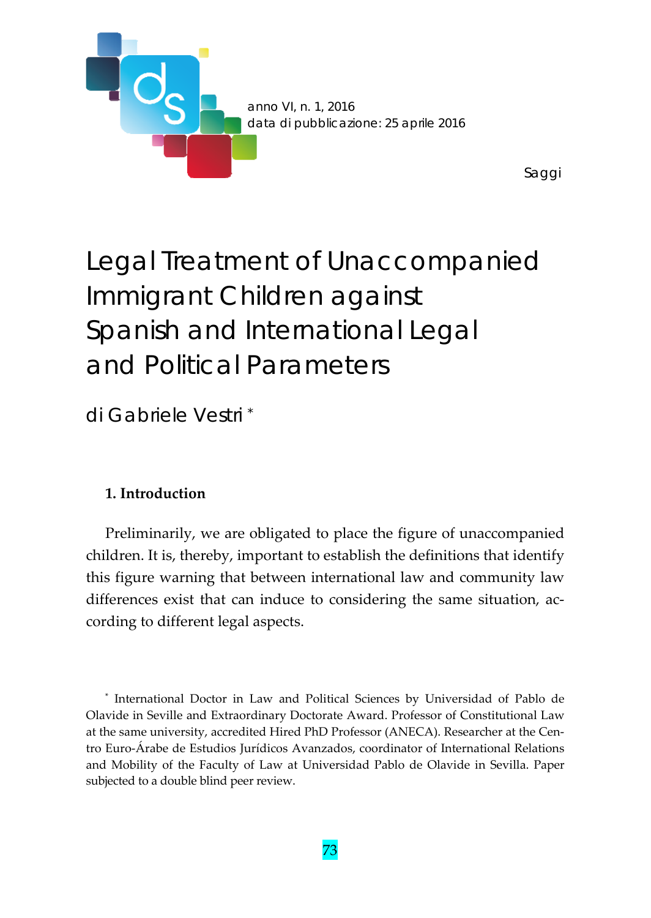Saggi

# Legal Treatment of Unaccompanied Immigrant Children against Spanish and International Legal and Political Parameters

di Gabriele Vestri [*]

## 1. Introduction

Preliminarily, we are obligated to place the figure of unaccompanied children. It is, thereby, important to establish the definitions that identify this figure warning that between international law and community law differences exist that can induce to considering the same situation, according to different legal aspects.

---

[*] International Doctor in Law and Political Sciences by Universidad of Pablo de Olavide in Seville and Extraordinary Doctorate Award. Professor of Constitutional Law at the same university, accredited Hired PhD Professor (ANECA). Researcher at the Centro Euro-Árabe de Estudios Jurídicos Avanzados, coordinator of International Relations and Mobility of the Faculty of Law at Universidad Pablo de Olavide in Sevilla. Paper subjected to a double blind peer review.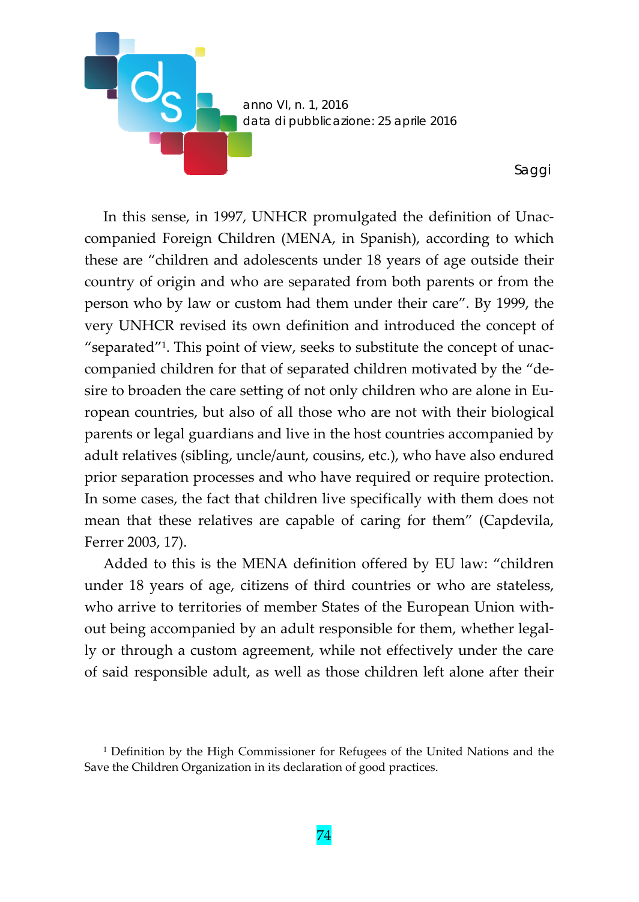In this sense, in 1997, UNHCR promulgated the definition of Unaccompanied Foreign Children (MENA, in Spanish), according to which these are "children and adolescents under 18 years of age outside their country of origin and who are separated from both parents or from the person who by law or custom had them under their care". By 1999, the very UNHCR revised its own definition and introduced the concept of "separated"[1]. This point of view, seeks to substitute the concept of unaccompanied children for that of separated children motivated by the "desire to broaden the care setting of not only children who are alone in European countries, but also of all those who are not with their biological parents or legal guardians and live in the host countries accompanied by adult relatives (sibling, uncle/aunt, cousins, etc.), who have also endured prior separation processes and who have required or require protection. In some cases, the fact that children live specifically with them does not mean that these relatives are capable of caring for them" (Capdevila, Ferrer 2003, 17).

Added to this is the MENA definition offered by EU law: "children under 18 years of age, citizens of third countries or who are stateless, who arrive to territories of member States of the European Union without being accompanied by an adult responsible for them, whether legally or through a custom agreement, while not effectively under the care of said responsible adult, as well as those children left alone after their

[1] Definition by the High Commissioner for Refugees of the United Nations and the Save the Children Organization in its declaration of good practices.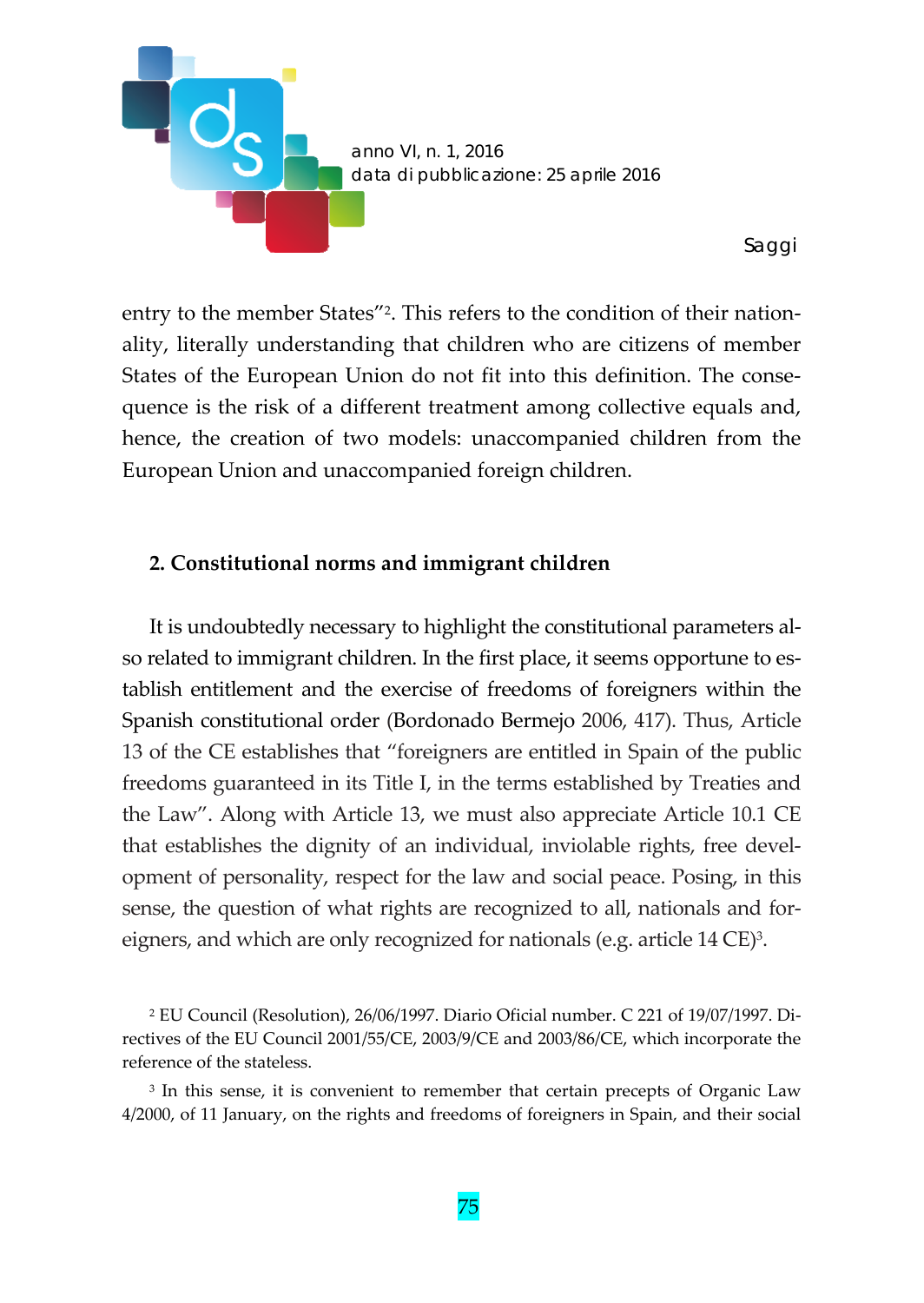entry to the member States"[2]. This refers to the condition of their nationality, literally understanding that children who are citizens of member States of the European Union do not fit into this definition. The consequence is the risk of a different treatment among collective equals and, hence, the creation of two models: unaccompanied children from the European Union and unaccompanied foreign children.

## 2. Constitutional norms and immigrant children

It is undoubtedly necessary to highlight the constitutional parameters also related to immigrant children. In the first place, it seems opportune to establish entitlement and the exercise of freedoms of foreigners within the Spanish constitutional order (Bordonado Bermejo 2006, 417). Thus, Article 13 of the CE establishes that "foreigners are entitled in Spain of the public freedoms guaranteed in its Title I, in the terms established by Treaties and the Law". Along with Article 13, we must also appreciate Article 10.1 CE that establishes the dignity of an individual, inviolable rights, free development of personality, respect for the law and social peace. Posing, in this sense, the question of what rights are recognized to all, nationals and foreigners, and which are only recognized for nationals (e.g. article 14 CE)[3].

[2] EU Council (Resolution), 26/06/1997. Diario Oficial number. C 221 of 19/07/1997. Directives of the EU Council 2001/55/CE, 2003/9/CE and 2003/86/CE, which incorporate the reference of the stateless.

[3] In this sense, it is convenient to remember that certain precepts of Organic Law 4/2000, of 11 January, on the rights and freedoms of foreigners in Spain, and their social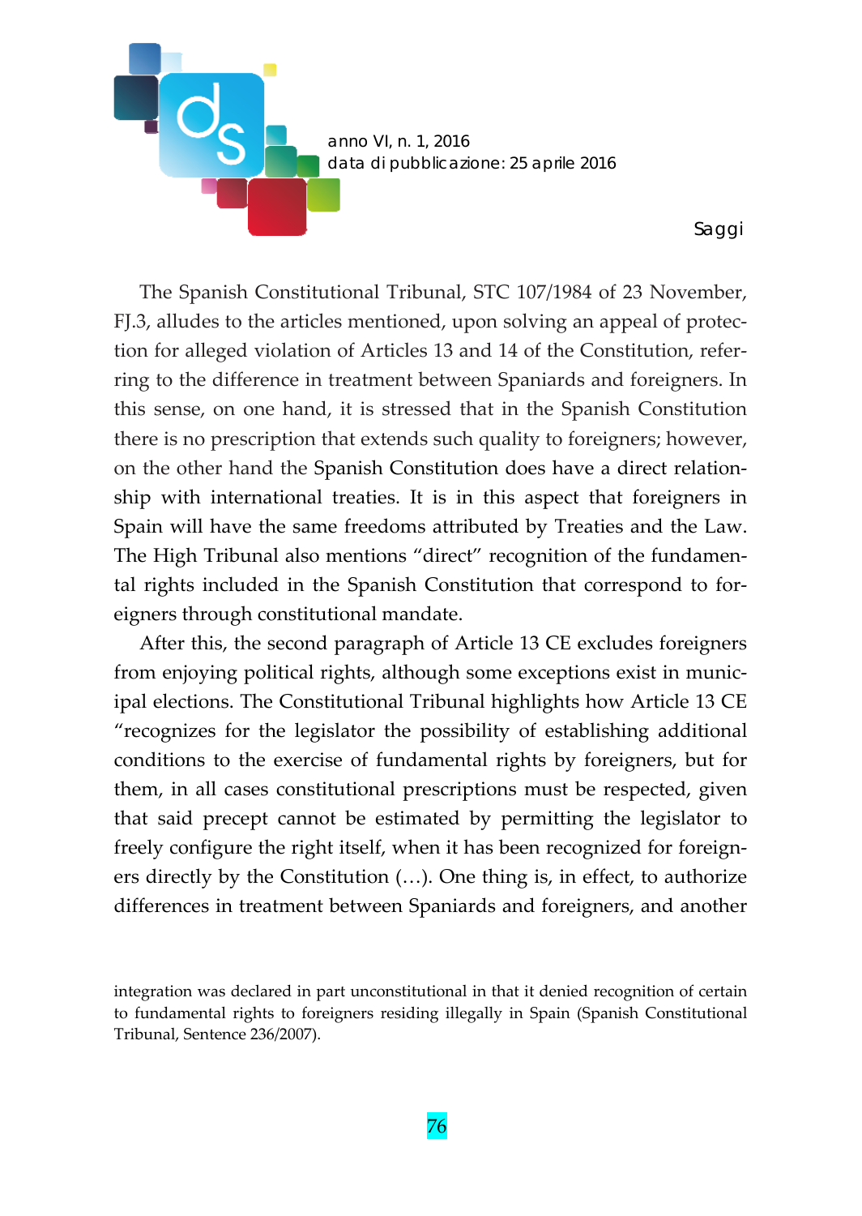The Spanish Constitutional Tribunal, STC 107/1984 of 23 November, FJ.3, alludes to the articles mentioned, upon solving an appeal of protection for alleged violation of Articles 13 and 14 of the Constitution, referring to the difference in treatment between Spaniards and foreigners. In this sense, on one hand, it is stressed that in the Spanish Constitution there is no prescription that extends such quality to foreigners; however, on the other hand the Spanish Constitution does have a direct relationship with international treaties. It is in this aspect that foreigners in Spain will have the same freedoms attributed by Treaties and the Law. The High Tribunal also mentions "direct" recognition of the fundamental rights included in the Spanish Constitution that correspond to foreigners through constitutional mandate.

After this, the second paragraph of Article 13 CE excludes foreigners from enjoying political rights, although some exceptions exist in municipal elections. The Constitutional Tribunal highlights how Article 13 CE "recognizes for the legislator the possibility of establishing additional conditions to the exercise of fundamental rights by foreigners, but for them, in all cases constitutional prescriptions must be respected, given that said precept cannot be estimated by permitting the legislator to freely configure the right itself, when it has been recognized for foreigners directly by the Constitution (…). One thing is, in effect, to authorize differences in treatment between Spaniards and foreigners, and another

integration was declared in part unconstitutional in that it denied recognition of certain to fundamental rights to foreigners residing illegally in Spain (Spanish Constitutional Tribunal, Sentence 236/2007).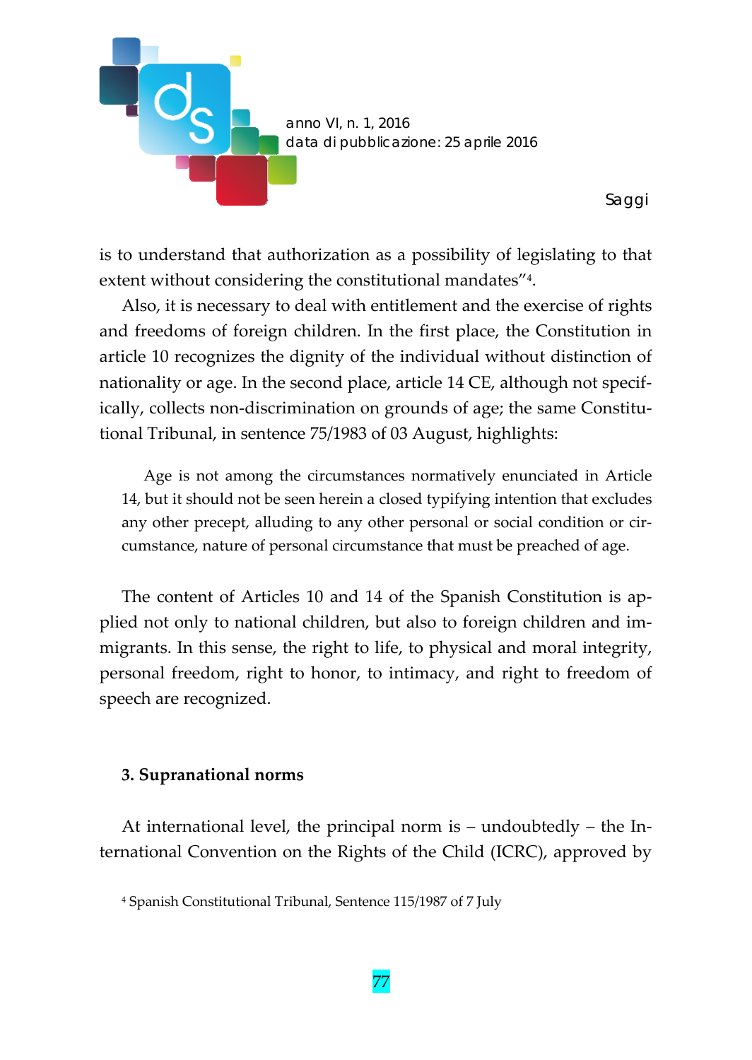is to understand that authorization as a possibility of legislating to that extent without considering the constitutional mandates”[4].

Also, it is necessary to deal with entitlement and the exercise of rights and freedoms of foreign children. In the first place, the Constitution in article 10 recognizes the dignity of the individual without distinction of nationality or age. In the second place, article 14 CE, although not specifically, collects non-discrimination on grounds of age; the same Constitutional Tribunal, in sentence 75/1983 of 03 August, highlights:

> Age is not among the circumstances normatively enunciated in Article 14, but it should not be seen herein a closed typifying intention that excludes any other precept, alluding to any other personal or social condition or circumstance, nature of personal circumstance that must be preached of age.

The content of Articles 10 and 14 of the Spanish Constitution is applied not only to national children, but also to foreign children and immigrants. In this sense, the right to life, to physical and moral integrity, personal freedom, right to honor, to intimacy, and right to freedom of speech are recognized.

### 3. Supranational norms

At international level, the principal norm is – undoubtedly – the International Convention on the Rights of the Child (ICRC), approved by

[4] Spanish Constitutional Tribunal, Sentence 115/1987 of 7 July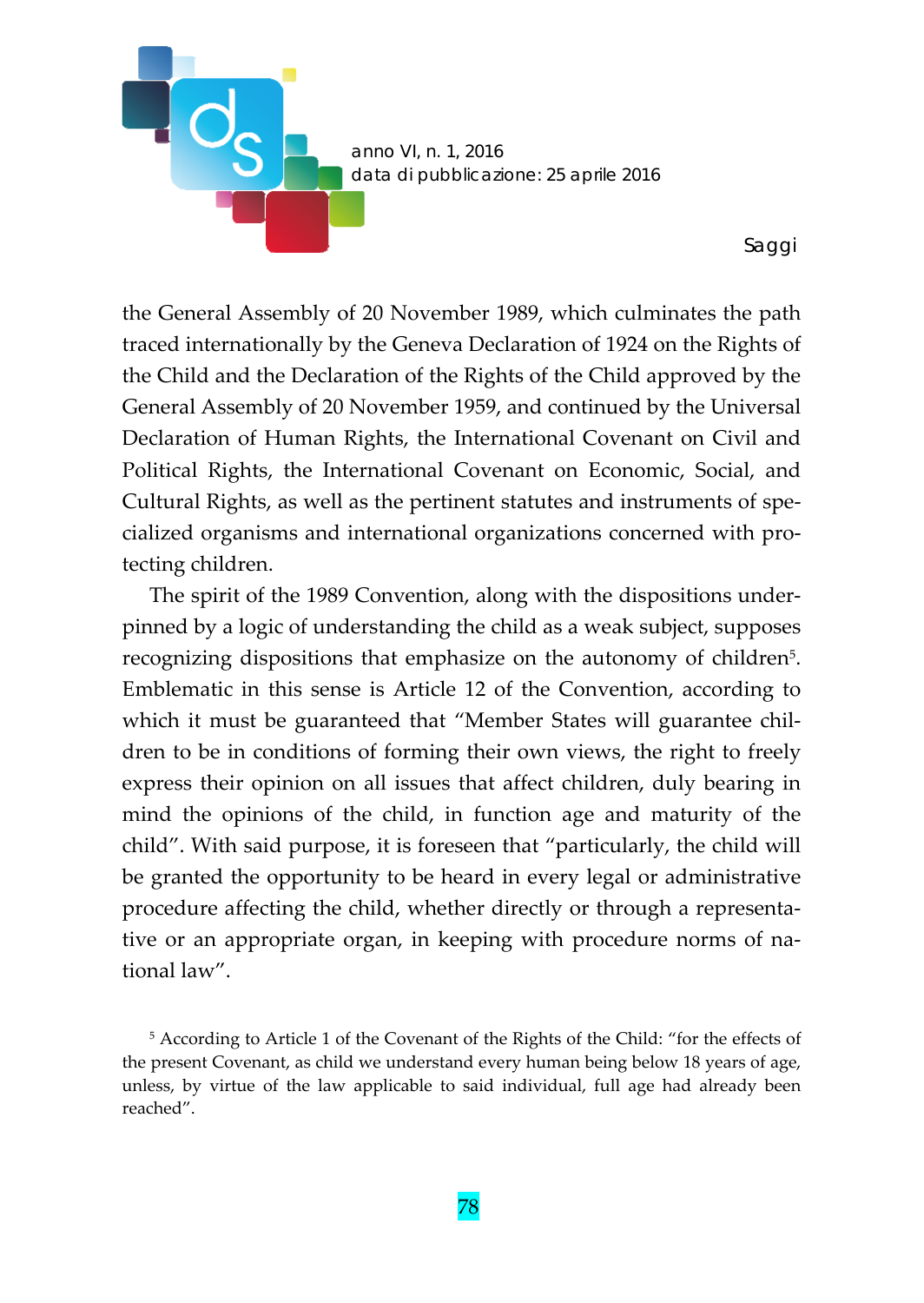the General Assembly of 20 November 1989, which culminates the path traced internationally by the Geneva Declaration of 1924 on the Rights of the Child and the Declaration of the Rights of the Child approved by the General Assembly of 20 November 1959, and continued by the Universal Declaration of Human Rights, the International Covenant on Civil and Political Rights, the International Covenant on Economic, Social, and Cultural Rights, as well as the pertinent statutes and instruments of specialized organisms and international organizations concerned with protecting children.

The spirit of the 1989 Convention, along with the dispositions underpinned by a logic of understanding the child as a weak subject, supposes recognizing dispositions that emphasize on the autonomy of children[5]. Emblematic in this sense is Article 12 of the Convention, according to which it must be guaranteed that "Member States will guarantee children to be in conditions of forming their own views, the right to freely express their opinion on all issues that affect children, duly bearing in mind the opinions of the child, in function age and maturity of the child". With said purpose, it is foreseen that "particularly, the child will be granted the opportunity to be heard in every legal or administrative procedure affecting the child, whether directly or through a representative or an appropriate organ, in keeping with procedure norms of national law".

[5] According to Article 1 of the Covenant of the Rights of the Child: "for the effects of the present Covenant, as child we understand every human being below 18 years of age, unless, by virtue of the law applicable to said individual, full age had already been reached".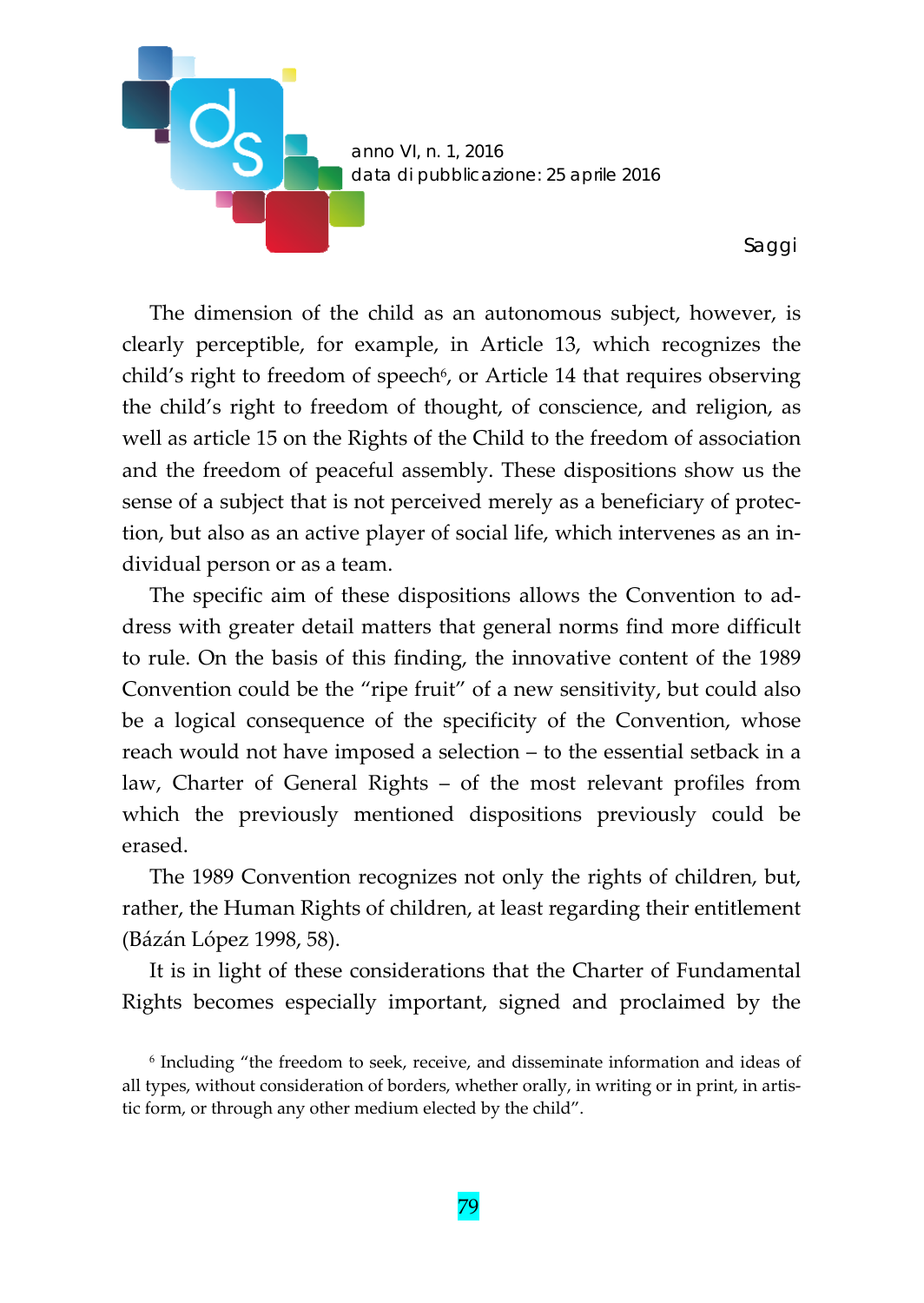The dimension of the child as an autonomous subject, however, is clearly perceptible, for example, in Article 13, which recognizes the child's right to freedom of speech[6], or Article 14 that requires observing the child's right to freedom of thought, of conscience, and religion, as well as article 15 on the Rights of the Child to the freedom of association and the freedom of peaceful assembly. These dispositions show us the sense of a subject that is not perceived merely as a beneficiary of protection, but also as an active player of social life, which intervenes as an individual person or as a team.

The specific aim of these dispositions allows the Convention to address with greater detail matters that general norms find more difficult to rule. On the basis of this finding, the innovative content of the 1989 Convention could be the "ripe fruit" of a new sensitivity, but could also be a logical consequence of the specificity of the Convention, whose reach would not have imposed a selection – to the essential setback in a law, Charter of General Rights – of the most relevant profiles from which the previously mentioned dispositions previously could be erased.

The 1989 Convention recognizes not only the rights of children, but, rather, the Human Rights of children, at least regarding their entitlement (Bázán López 1998, 58).

It is in light of these considerations that the Charter of Fundamental Rights becomes especially important, signed and proclaimed by the

[6] Including "the freedom to seek, receive, and disseminate information and ideas of all types, without consideration of borders, whether orally, in writing or in print, in artistic form, or through any other medium elected by the child".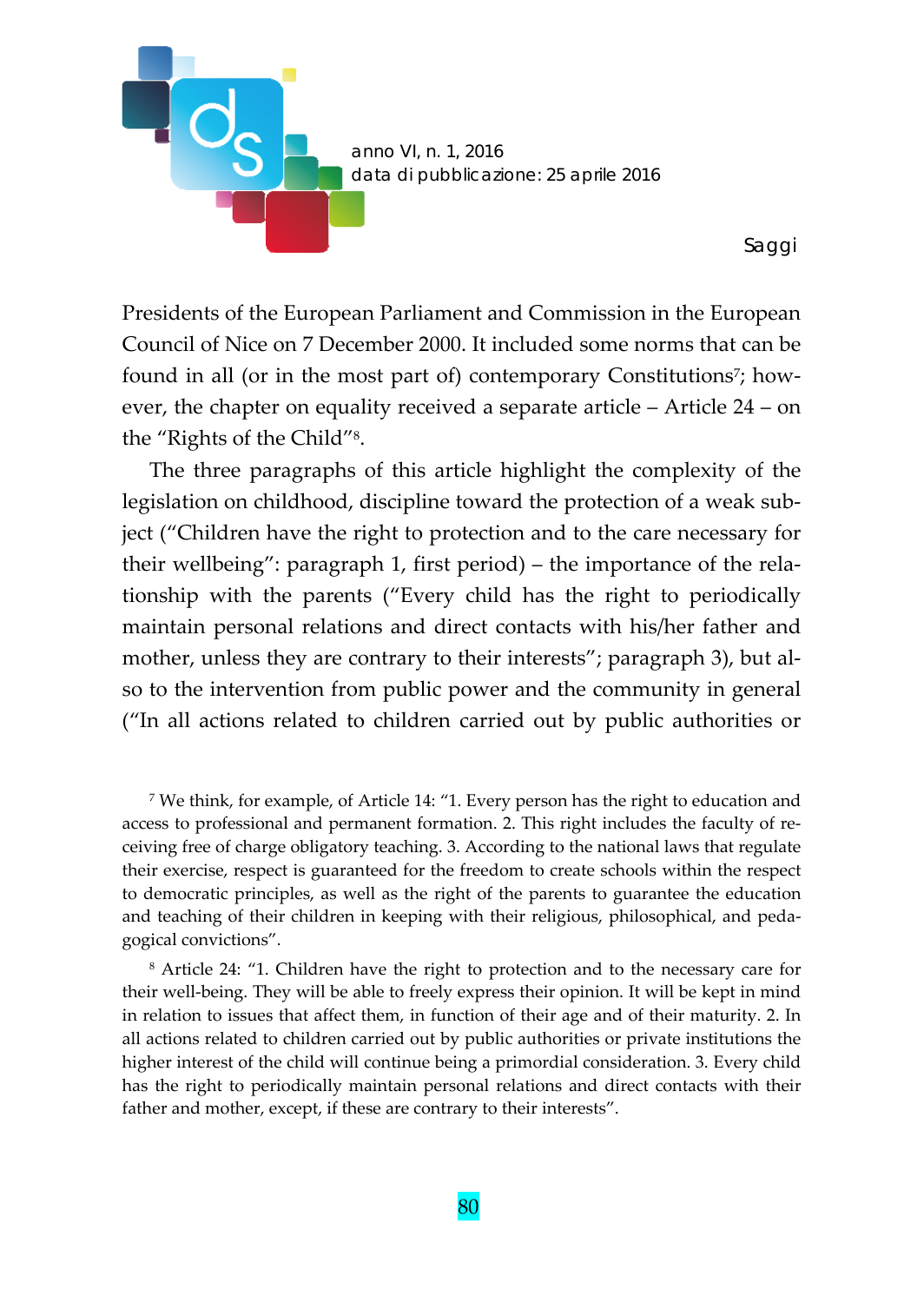Presidents of the European Parliament and Commission in the European Council of Nice on 7 December 2000. It included some norms that can be found in all (or in the most part of) contemporary Constitutions[7]; however, the chapter on equality received a separate article – Article 24 – on the "Rights of the Child"[8].

The three paragraphs of this article highlight the complexity of the legislation on childhood, discipline toward the protection of a weak subject ("Children have the right to protection and to the care necessary for their wellbeing": paragraph 1, first period) – the importance of the relationship with the parents ("Every child has the right to periodically maintain personal relations and direct contacts with his/her father and mother, unless they are contrary to their interests"; paragraph 3), but also to the intervention from public power and the community in general ("In all actions related to children carried out by public authorities or

[7] We think, for example, of Article 14: "1. Every person has the right to education and access to professional and permanent formation. 2. This right includes the faculty of receiving free of charge obligatory teaching. 3. According to the national laws that regulate their exercise, respect is guaranteed for the freedom to create schools within the respect to democratic principles, as well as the right of the parents to guarantee the education and teaching of their children in keeping with their religious, philosophical, and pedagogical convictions".

[8] Article 24: "1. Children have the right to protection and to the necessary care for their well-being. They will be able to freely express their opinion. It will be kept in mind in relation to issues that affect them, in function of their age and of their maturity. 2. In all actions related to children carried out by public authorities or private institutions the higher interest of the child will continue being a primordial consideration. 3. Every child has the right to periodically maintain personal relations and direct contacts with their father and mother, except, if these are contrary to their interests".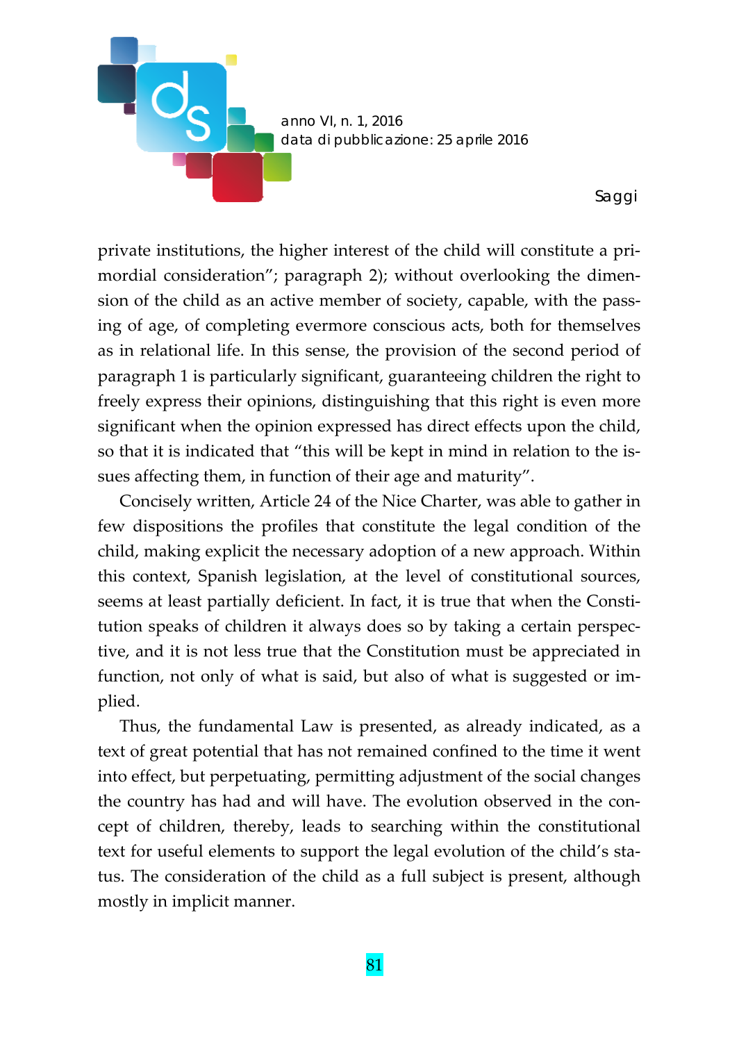private institutions, the higher interest of the child will constitute a primordial consideration"; paragraph 2); without overlooking the dimension of the child as an active member of society, capable, with the passing of age, of completing evermore conscious acts, both for themselves as in relational life. In this sense, the provision of the second period of paragraph 1 is particularly significant, guaranteeing children the right to freely express their opinions, distinguishing that this right is even more significant when the opinion expressed has direct effects upon the child, so that it is indicated that "this will be kept in mind in relation to the issues affecting them, in function of their age and maturity".

Concisely written, Article 24 of the Nice Charter, was able to gather in few dispositions the profiles that constitute the legal condition of the child, making explicit the necessary adoption of a new approach. Within this context, Spanish legislation, at the level of constitutional sources, seems at least partially deficient. In fact, it is true that when the Constitution speaks of children it always does so by taking a certain perspective, and it is not less true that the Constitution must be appreciated in function, not only of what is said, but also of what is suggested or implied.

Thus, the fundamental Law is presented, as already indicated, as a text of great potential that has not remained confined to the time it went into effect, but perpetuating, permitting adjustment of the social changes the country has had and will have. The evolution observed in the concept of children, thereby, leads to searching within the constitutional text for useful elements to support the legal evolution of the child's status. The consideration of the child as a full subject is present, although mostly in implicit manner.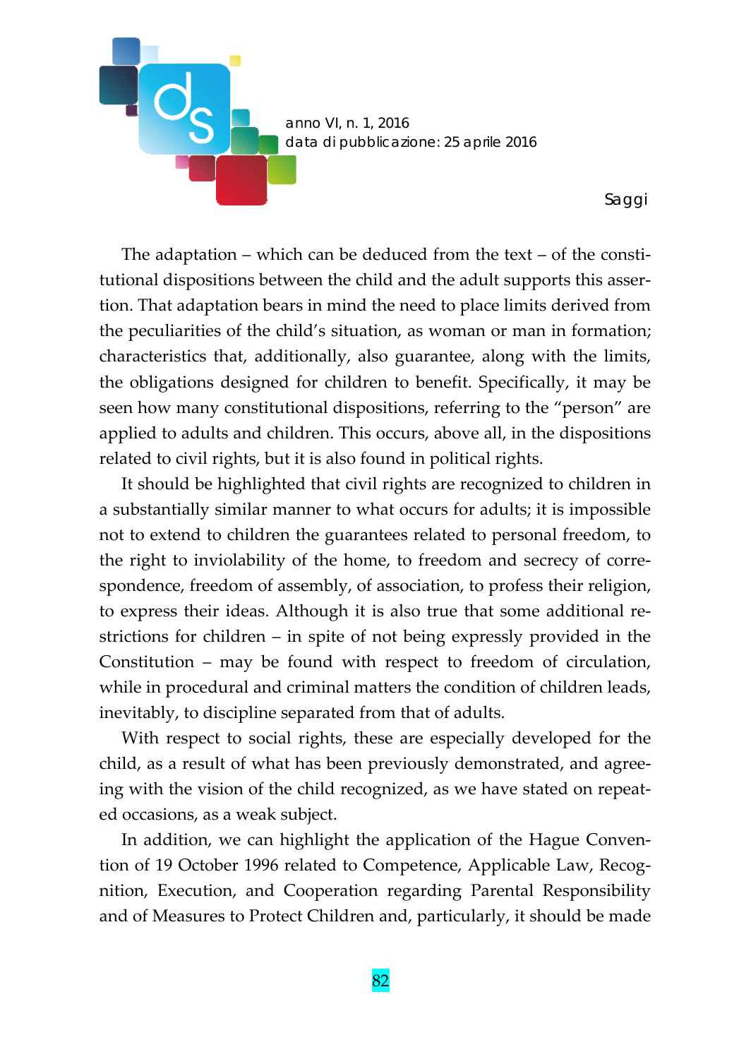The adaptation – which can be deduced from the text – of the constitutional dispositions between the child and the adult supports this assertion. That adaptation bears in mind the need to place limits derived from the peculiarities of the child's situation, as woman or man in formation; characteristics that, additionally, also guarantee, along with the limits, the obligations designed for children to benefit. Specifically, it may be seen how many constitutional dispositions, referring to the "person" are applied to adults and children. This occurs, above all, in the dispositions related to civil rights, but it is also found in political rights.

It should be highlighted that civil rights are recognized to children in a substantially similar manner to what occurs for adults; it is impossible not to extend to children the guarantees related to personal freedom, to the right to inviolability of the home, to freedom and secrecy of correspondence, freedom of assembly, of association, to profess their religion, to express their ideas. Although it is also true that some additional restrictions for children – in spite of not being expressly provided in the Constitution – may be found with respect to freedom of circulation, while in procedural and criminal matters the condition of children leads, inevitably, to discipline separated from that of adults.

With respect to social rights, these are especially developed for the child, as a result of what has been previously demonstrated, and agreeing with the vision of the child recognized, as we have stated on repeated occasions, as a weak subject.

In addition, we can highlight the application of the Hague Convention of 19 October 1996 related to Competence, Applicable Law, Recognition, Execution, and Cooperation regarding Parental Responsibility and of Measures to Protect Children and, particularly, it should be made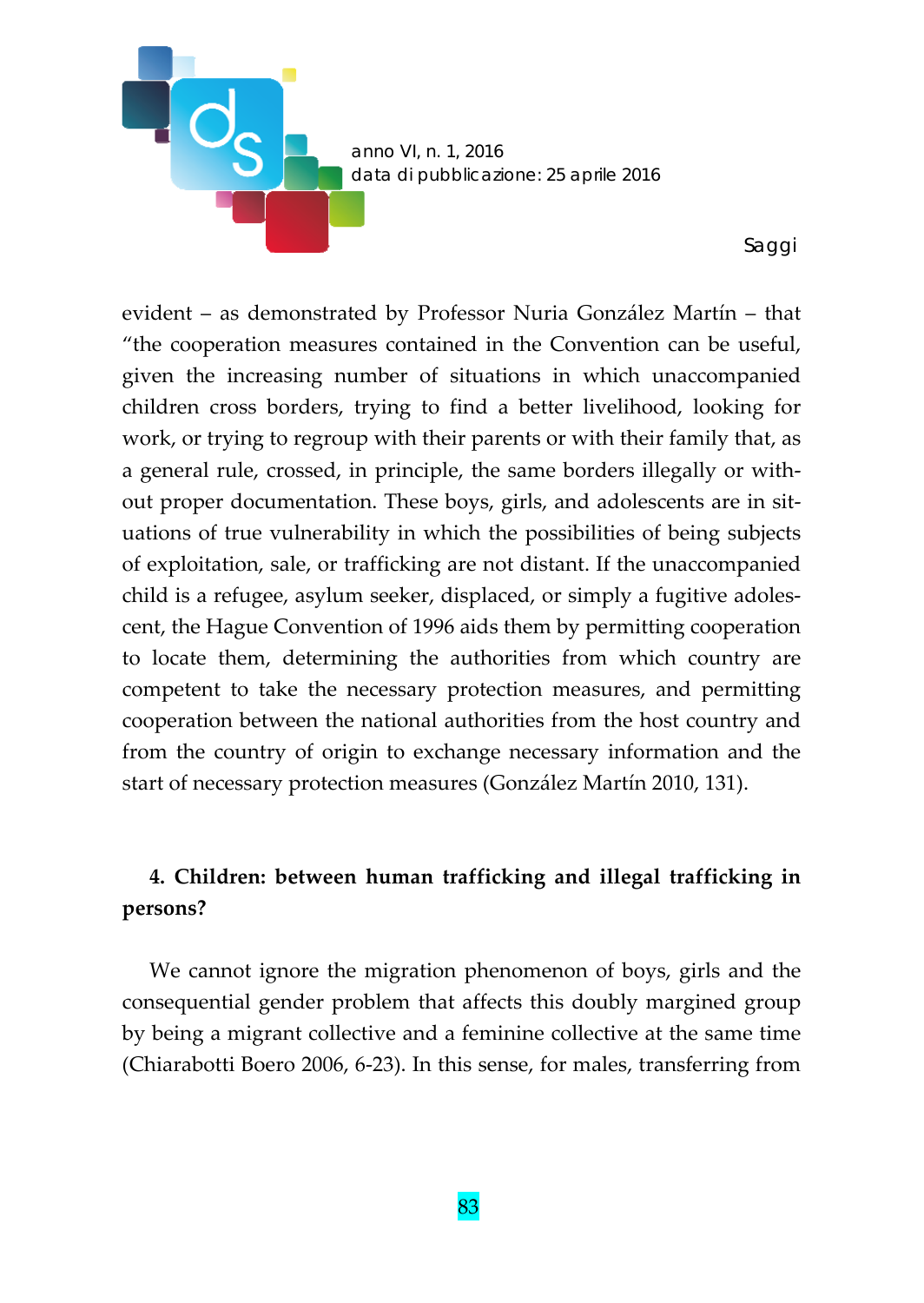evident – as demonstrated by Professor Nuria González Martín – that "the cooperation measures contained in the Convention can be useful, given the increasing number of situations in which unaccompanied children cross borders, trying to find a better livelihood, looking for work, or trying to regroup with their parents or with their family that, as a general rule, crossed, in principle, the same borders illegally or without proper documentation. These boys, girls, and adolescents are in situations of true vulnerability in which the possibilities of being subjects of exploitation, sale, or trafficking are not distant. If the unaccompanied child is a refugee, asylum seeker, displaced, or simply a fugitive adolescent, the Hague Convention of 1996 aids them by permitting cooperation to locate them, determining the authorities from which country are competent to take the necessary protection measures, and permitting cooperation between the national authorities from the host country and from the country of origin to exchange necessary information and the start of necessary protection measures (González Martín 2010, 131).

## 4. Children: between human trafficking and illegal trafficking in persons?

We cannot ignore the migration phenomenon of boys, girls and the consequential gender problem that affects this doubly margined group by being a migrant collective and a feminine collective at the same time (Chiarabotti Boero 2006, 6-23). In this sense, for males, transferring from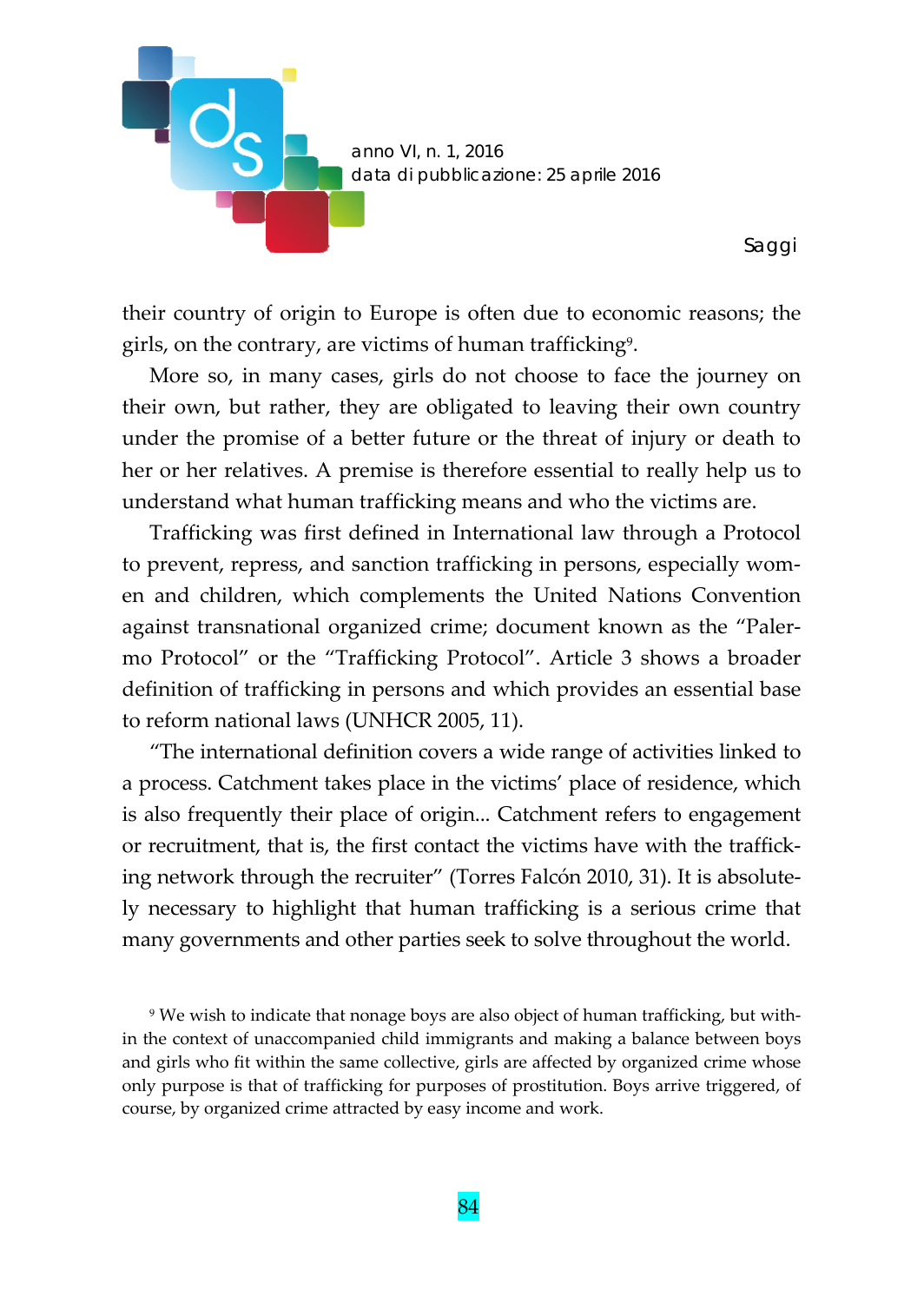their country of origin to Europe is often due to economic reasons; the girls, on the contrary, are victims of human trafficking[9].

More so, in many cases, girls do not choose to face the journey on their own, but rather, they are obligated to leaving their own country under the promise of a better future or the threat of injury or death to her or her relatives. A premise is therefore essential to really help us to understand what human trafficking means and who the victims are.

Trafficking was first defined in International law through a Protocol to prevent, repress, and sanction trafficking in persons, especially women and children, which complements the United Nations Convention against transnational organized crime; document known as the "Palermo Protocol" or the "Trafficking Protocol". Article 3 shows a broader definition of trafficking in persons and which provides an essential base to reform national laws (UNHCR 2005, 11).

"The international definition covers a wide range of activities linked to a process. Catchment takes place in the victims' place of residence, which is also frequently their place of origin... Catchment refers to engagement or recruitment, that is, the first contact the victims have with the trafficking network through the recruiter" (Torres Falcón 2010, 31). It is absolutely necessary to highlight that human trafficking is a serious crime that many governments and other parties seek to solve throughout the world.

[9] We wish to indicate that nonage boys are also object of human trafficking, but within the context of unaccompanied child immigrants and making a balance between boys and girls who fit within the same collective, girls are affected by organized crime whose only purpose is that of trafficking for purposes of prostitution. Boys arrive triggered, of course, by organized crime attracted by easy income and work.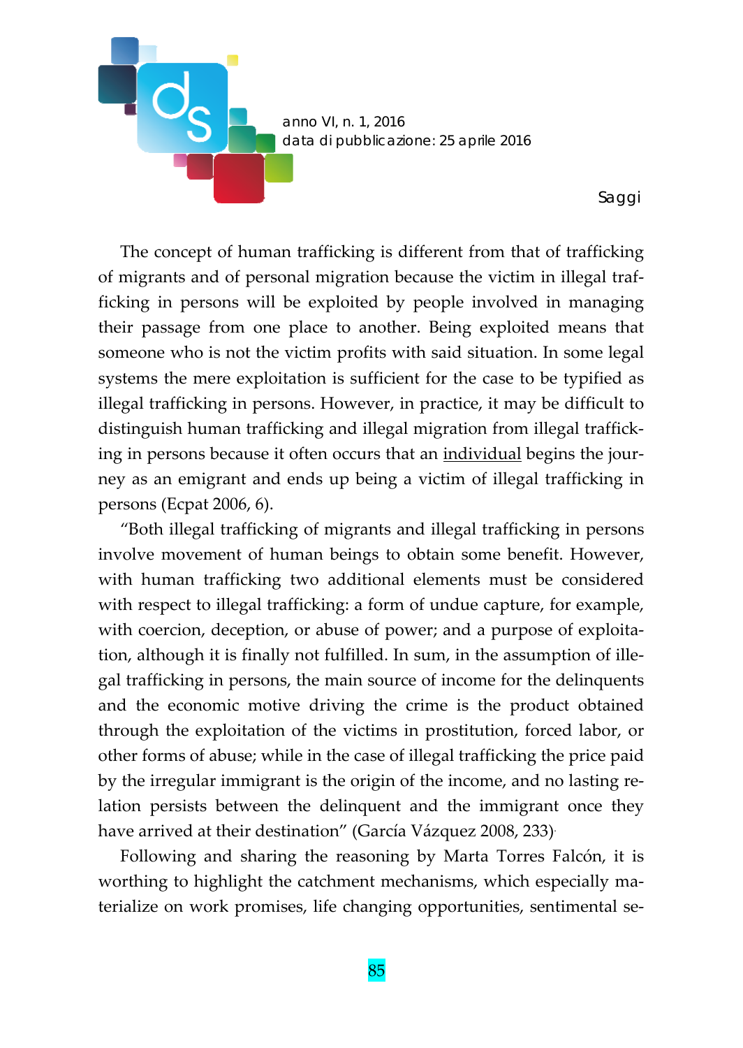The concept of human trafficking is different from that of trafficking of migrants and of personal migration because the victim in illegal trafficking in persons will be exploited by people involved in managing their passage from one place to another. Being exploited means that someone who is not the victim profits with said situation. In some legal systems the mere exploitation is sufficient for the case to be typified as illegal trafficking in persons. However, in practice, it may be difficult to distinguish human trafficking and illegal migration from illegal trafficking in persons because it often occurs that an individual begins the journey as an emigrant and ends up being a victim of illegal trafficking in persons (Ecpat 2006, 6).

"Both illegal trafficking of migrants and illegal trafficking in persons involve movement of human beings to obtain some benefit. However, with human trafficking two additional elements must be considered with respect to illegal trafficking: a form of undue capture, for example, with coercion, deception, or abuse of power; and a purpose of exploitation, although it is finally not fulfilled. In sum, in the assumption of illegal trafficking in persons, the main source of income for the delinquents and the economic motive driving the crime is the product obtained through the exploitation of the victims in prostitution, forced labor, or other forms of abuse; while in the case of illegal trafficking the price paid by the irregular immigrant is the origin of the income, and no lasting relation persists between the delinquent and the immigrant once they have arrived at their destination" (García Vázquez 2008, 233).

Following and sharing the reasoning by Marta Torres Falcón, it is worthing to highlight the catchment mechanisms, which especially materialize on work promises, life changing opportunities, sentimental se-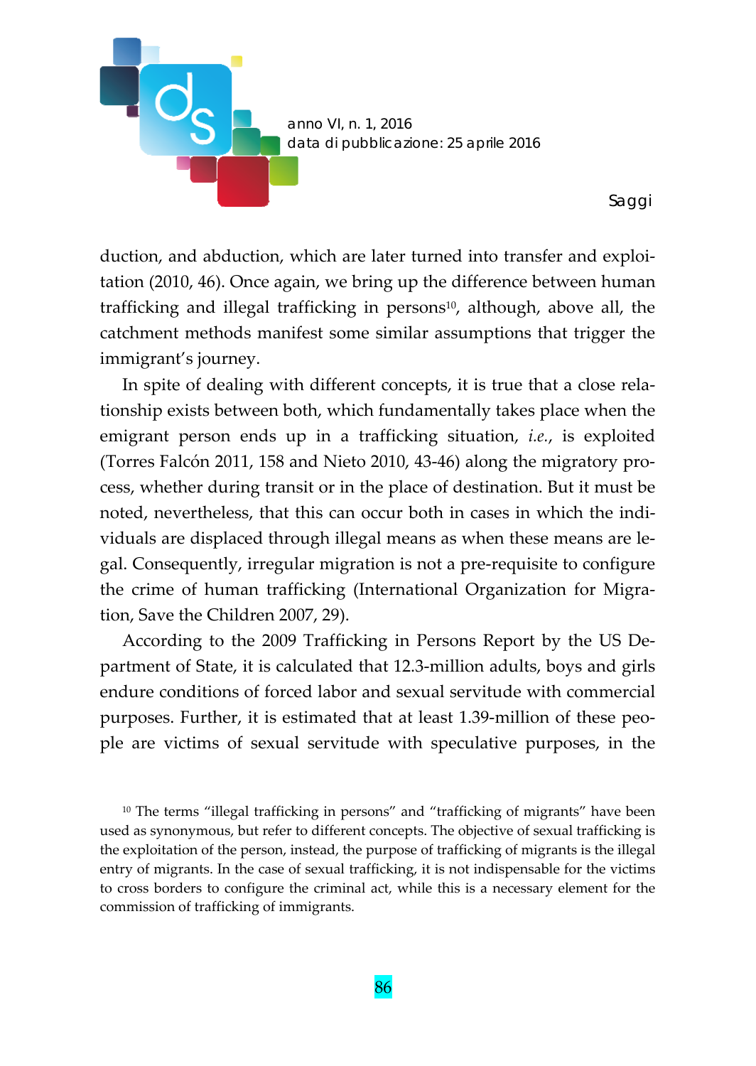duction, and abduction, which are later turned into transfer and exploitation (2010, 46). Once again, we bring up the difference between human trafficking and illegal trafficking in persons[10], although, above all, the catchment methods manifest some similar assumptions that trigger the immigrant's journey.

In spite of dealing with different concepts, it is true that a close relationship exists between both, which fundamentally takes place when the emigrant person ends up in a trafficking situation, *i.e.*, is exploited (Torres Falcón 2011, 158 and Nieto 2010, 43-46) along the migratory process, whether during transit or in the place of destination. But it must be noted, nevertheless, that this can occur both in cases in which the individuals are displaced through illegal means as when these means are legal. Consequently, irregular migration is not a pre-requisite to configure the crime of human trafficking (International Organization for Migration, Save the Children 2007, 29).

According to the 2009 Trafficking in Persons Report by the US Department of State, it is calculated that 12.3-million adults, boys and girls endure conditions of forced labor and sexual servitude with commercial purposes. Further, it is estimated that at least 1.39-million of these people are victims of sexual servitude with speculative purposes, in the

[10] The terms "illegal trafficking in persons" and "trafficking of migrants" have been used as synonymous, but refer to different concepts. The objective of sexual trafficking is the exploitation of the person, instead, the purpose of trafficking of migrants is the illegal entry of migrants. In the case of sexual trafficking, it is not indispensable for the victims to cross borders to configure the criminal act, while this is a necessary element for the commission of trafficking of immigrants.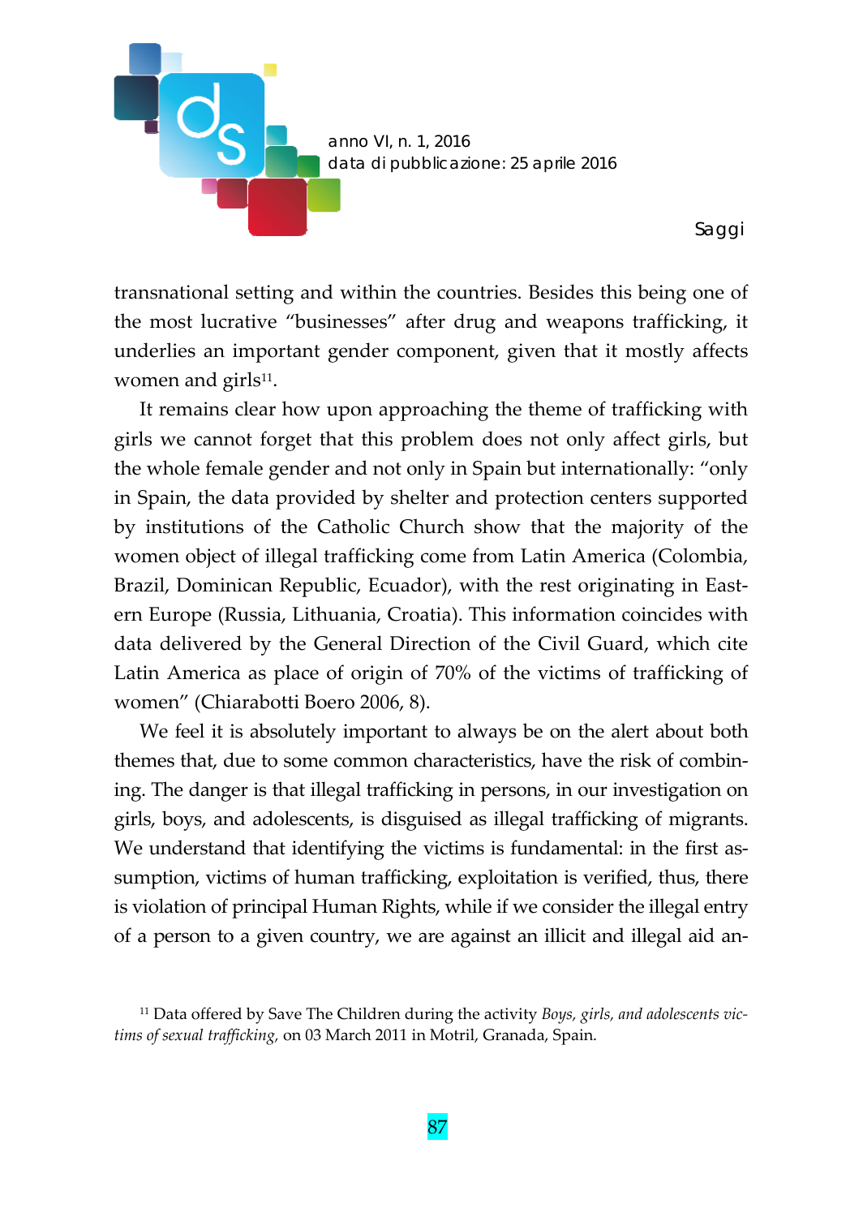transnational setting and within the countries. Besides this being one of the most lucrative "businesses" after drug and weapons trafficking, it underlies an important gender component, given that it mostly affects women and girls[11].

It remains clear how upon approaching the theme of trafficking with girls we cannot forget that this problem does not only affect girls, but the whole female gender and not only in Spain but internationally: "only in Spain, the data provided by shelter and protection centers supported by institutions of the Catholic Church show that the majority of the women object of illegal trafficking come from Latin America (Colombia, Brazil, Dominican Republic, Ecuador), with the rest originating in Eastern Europe (Russia, Lithuania, Croatia). This information coincides with data delivered by the General Direction of the Civil Guard, which cite Latin America as place of origin of 70% of the victims of trafficking of women" (Chiarabotti Boero 2006, 8).

We feel it is absolutely important to always be on the alert about both themes that, due to some common characteristics, have the risk of combining. The danger is that illegal trafficking in persons, in our investigation on girls, boys, and adolescents, is disguised as illegal trafficking of migrants. We understand that identifying the victims is fundamental: in the first assumption, victims of human trafficking, exploitation is verified, thus, there is violation of principal Human Rights, while if we consider the illegal entry of a person to a given country, we are against an illicit and illegal aid an-

[11] Data offered by Save The Children during the activity *Boys, girls, and adolescents victims of sexual trafficking,* on 03 March 2011 in Motril, Granada, Spain.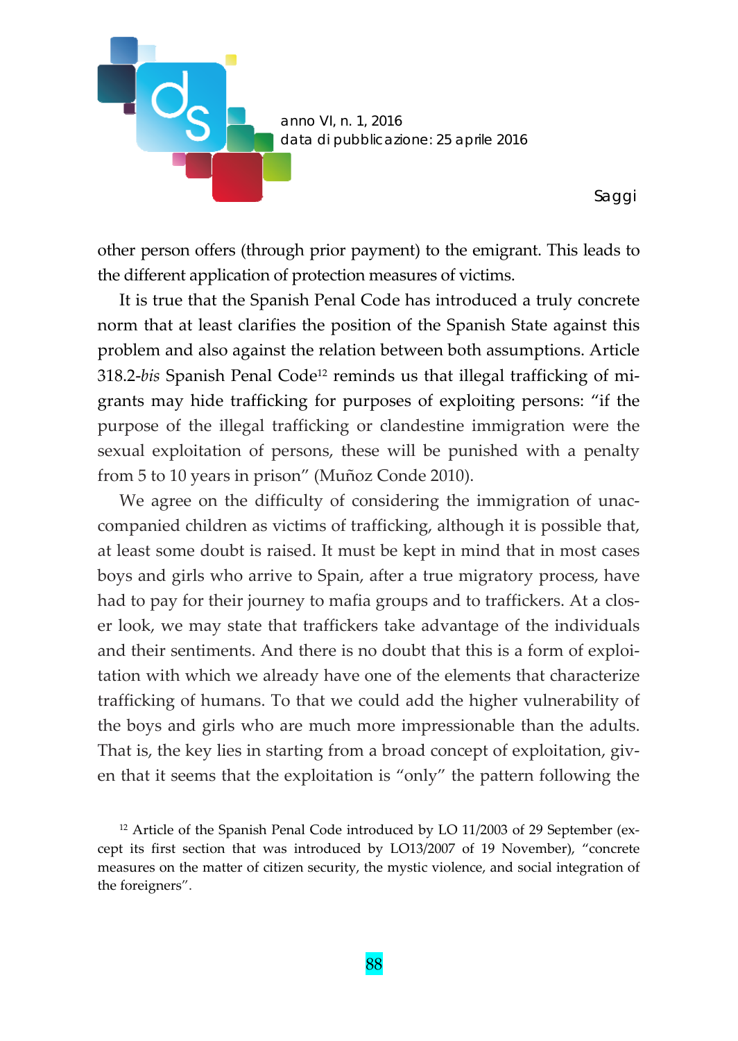other person offers (through prior payment) to the emigrant. This leads to the different application of protection measures of victims.

It is true that the Spanish Penal Code has introduced a truly concrete norm that at least clarifies the position of the Spanish State against this problem and also against the relation between both assumptions. Article 318.2-*bis* Spanish Penal Code[12] reminds us that illegal trafficking of migrants may hide trafficking for purposes of exploiting persons: "if the purpose of the illegal trafficking or clandestine immigration were the sexual exploitation of persons, these will be punished with a penalty from 5 to 10 years in prison" (Muñoz Conde 2010).

We agree on the difficulty of considering the immigration of unaccompanied children as victims of trafficking, although it is possible that, at least some doubt is raised. It must be kept in mind that in most cases boys and girls who arrive to Spain, after a true migratory process, have had to pay for their journey to mafia groups and to traffickers. At a closer look, we may state that traffickers take advantage of the individuals and their sentiments. And there is no doubt that this is a form of exploitation with which we already have one of the elements that characterize trafficking of humans. To that we could add the higher vulnerability of the boys and girls who are much more impressionable than the adults. That is, the key lies in starting from a broad concept of exploitation, given that it seems that the exploitation is "only" the pattern following the

[12] Article of the Spanish Penal Code introduced by LO 11/2003 of 29 September (except its first section that was introduced by LO13/2007 of 19 November), "concrete measures on the matter of citizen security, the mystic violence, and social integration of the foreigners".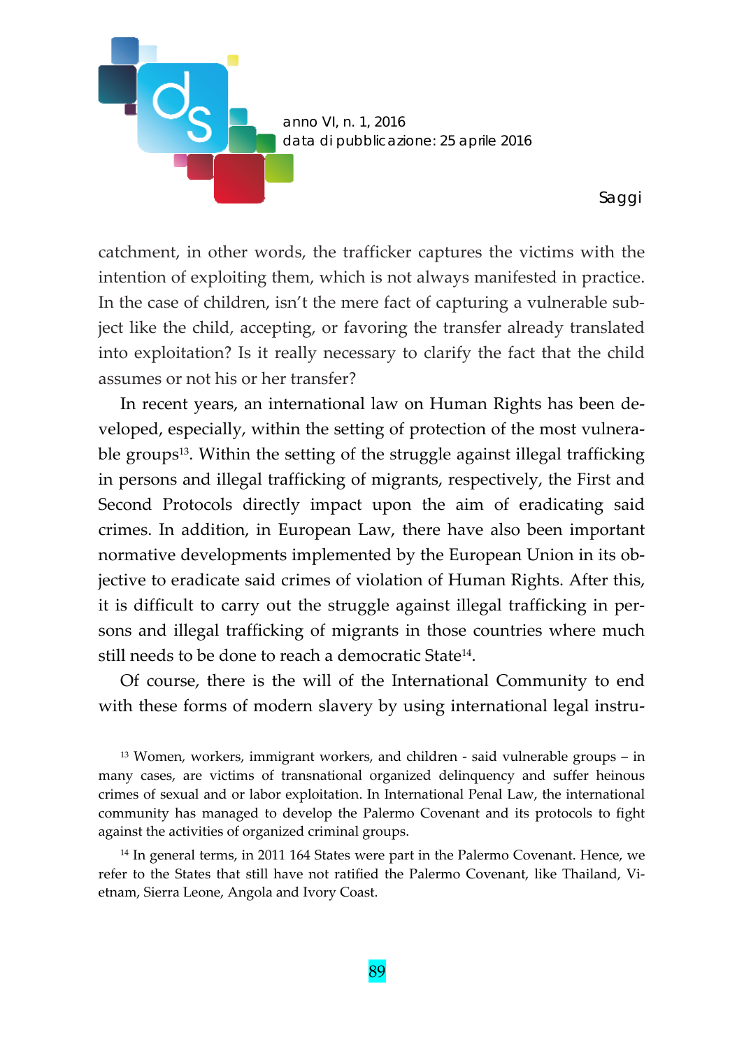catchment, in other words, the trafficker captures the victims with the intention of exploiting them, which is not always manifested in practice. In the case of children, isn't the mere fact of capturing a vulnerable subject like the child, accepting, or favoring the transfer already translated into exploitation? Is it really necessary to clarify the fact that the child assumes or not his or her transfer?

In recent years, an international law on Human Rights has been developed, especially, within the setting of protection of the most vulnerable groups[13]. Within the setting of the struggle against illegal trafficking in persons and illegal trafficking of migrants, respectively, the First and Second Protocols directly impact upon the aim of eradicating said crimes. In addition, in European Law, there have also been important normative developments implemented by the European Union in its objective to eradicate said crimes of violation of Human Rights. After this, it is difficult to carry out the struggle against illegal trafficking in persons and illegal trafficking of migrants in those countries where much still needs to be done to reach a democratic State[14].

Of course, there is the will of the International Community to end with these forms of modern slavery by using international legal instru-

[13] Women, workers, immigrant workers, and children - said vulnerable groups – in many cases, are victims of transnational organized delinquency and suffer heinous crimes of sexual and or labor exploitation. In International Penal Law, the international community has managed to develop the Palermo Covenant and its protocols to fight against the activities of organized criminal groups.

[14] In general terms, in 2011 164 States were part in the Palermo Covenant. Hence, we refer to the States that still have not ratified the Palermo Covenant, like Thailand, Vietnam, Sierra Leone, Angola and Ivory Coast.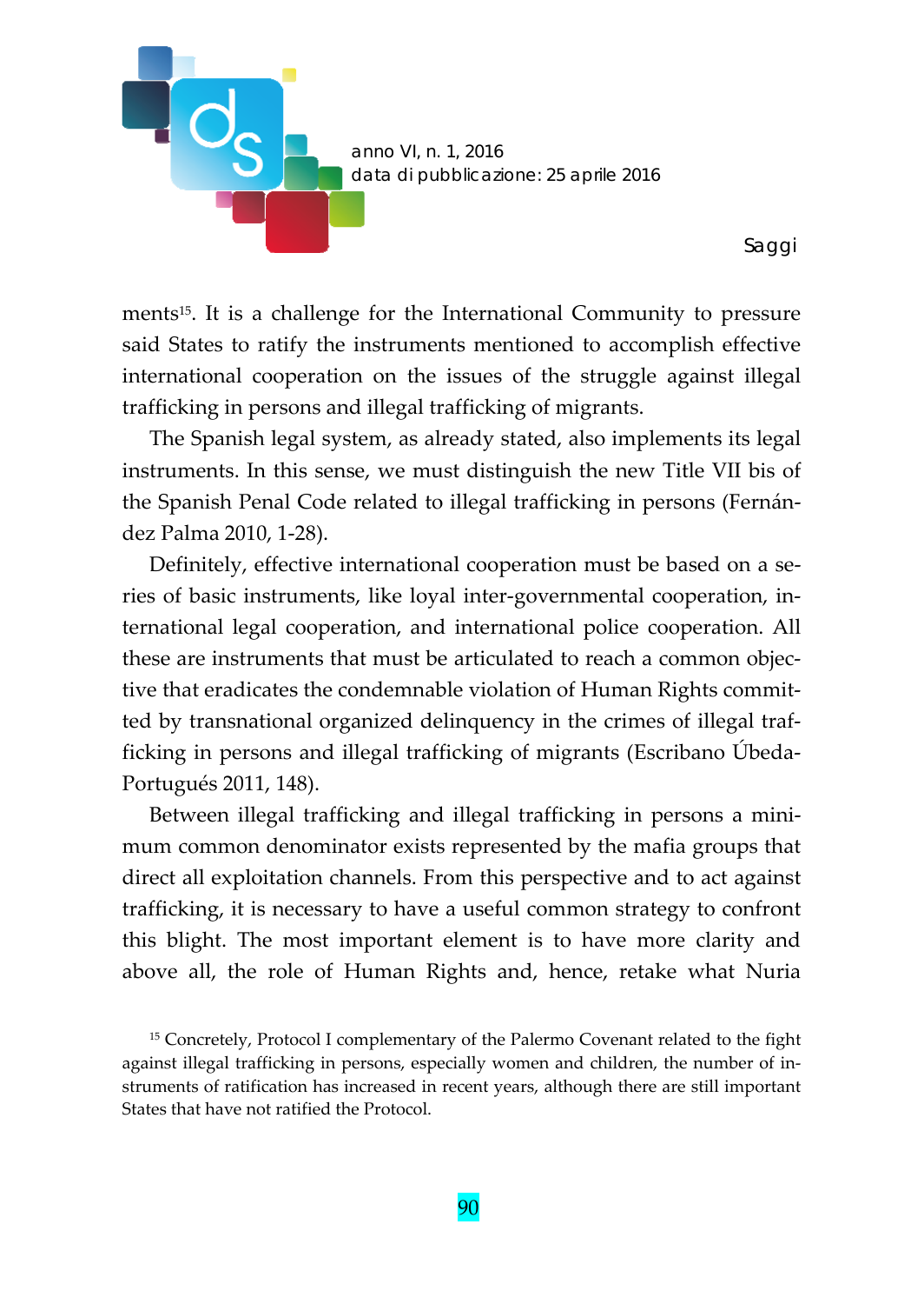ments[15]. It is a challenge for the International Community to pressure said States to ratify the instruments mentioned to accomplish effective international cooperation on the issues of the struggle against illegal trafficking in persons and illegal trafficking of migrants.

The Spanish legal system, as already stated, also implements its legal instruments. In this sense, we must distinguish the new Title VII bis of the Spanish Penal Code related to illegal trafficking in persons (Fernández Palma 2010, 1-28).

Definitely, effective international cooperation must be based on a series of basic instruments, like loyal inter-governmental cooperation, international legal cooperation, and international police cooperation. All these are instruments that must be articulated to reach a common objective that eradicates the condemnable violation of Human Rights committed by transnational organized delinquency in the crimes of illegal trafficking in persons and illegal trafficking of migrants (Escribano Úbeda-Portugués 2011, 148).

Between illegal trafficking and illegal trafficking in persons a minimum common denominator exists represented by the mafia groups that direct all exploitation channels. From this perspective and to act against trafficking, it is necessary to have a useful common strategy to confront this blight. The most important element is to have more clarity and above all, the role of Human Rights and, hence, retake what Nuria

[15] Concretely, Protocol I complementary of the Palermo Covenant related to the fight against illegal trafficking in persons, especially women and children, the number of instruments of ratification has increased in recent years, although there are still important States that have not ratified the Protocol.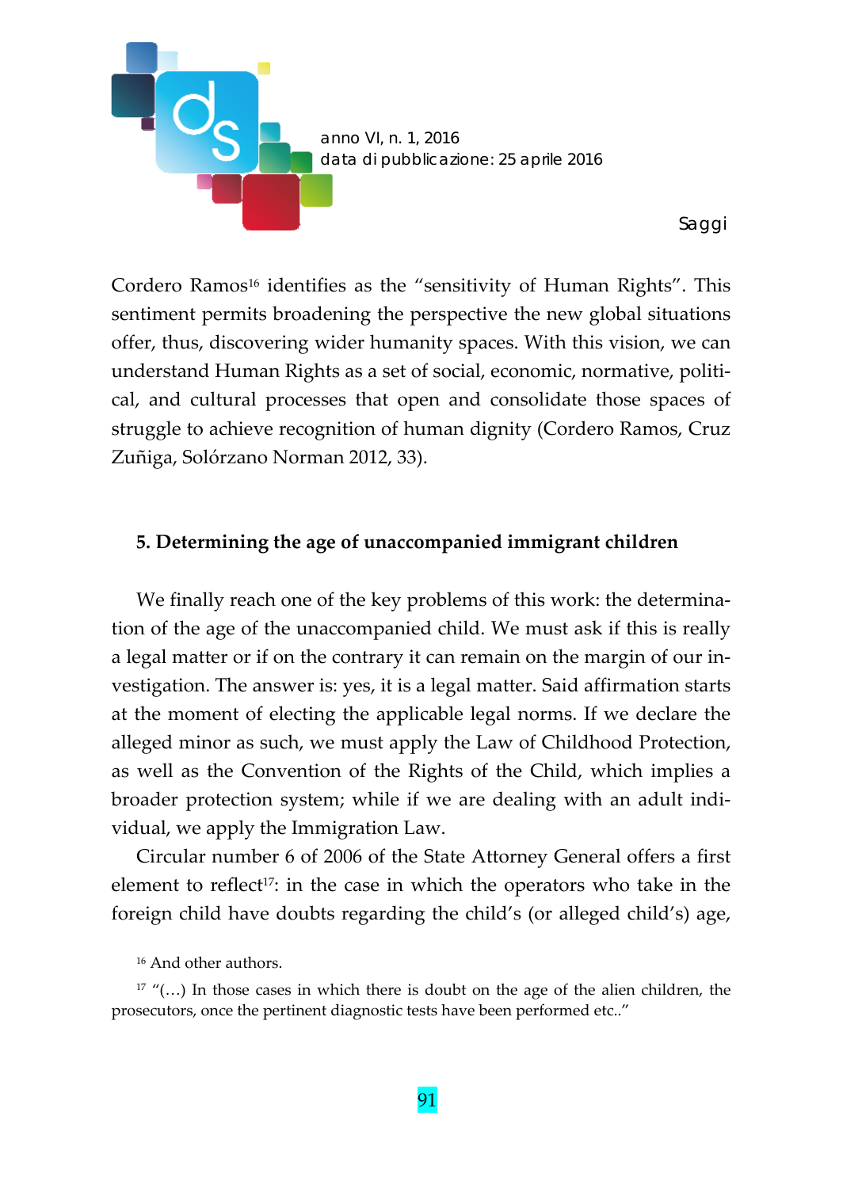Cordero Ramos[16] identifies as the "sensitivity of Human Rights". This sentiment permits broadening the perspective the new global situations offer, thus, discovering wider humanity spaces. With this vision, we can understand Human Rights as a set of social, economic, normative, political, and cultural processes that open and consolidate those spaces of struggle to achieve recognition of human dignity (Cordero Ramos, Cruz Zuñiga, Solórzano Norman 2012, 33).

## 5. Determining the age of unaccompanied immigrant children

We finally reach one of the key problems of this work: the determination of the age of the unaccompanied child. We must ask if this is really a legal matter or if on the contrary it can remain on the margin of our investigation. The answer is: yes, it is a legal matter. Said affirmation starts at the moment of electing the applicable legal norms. If we declare the alleged minor as such, we must apply the Law of Childhood Protection, as well as the Convention of the Rights of the Child, which implies a broader protection system; while if we are dealing with an adult individual, we apply the Immigration Law.

Circular number 6 of 2006 of the State Attorney General offers a first element to reflect[17]: in the case in which the operators who take in the foreign child have doubts regarding the child's (or alleged child's) age,

[16] And other authors.

[17] "(…) In those cases in which there is doubt on the age of the alien children, the prosecutors, once the pertinent diagnostic tests have been performed etc.."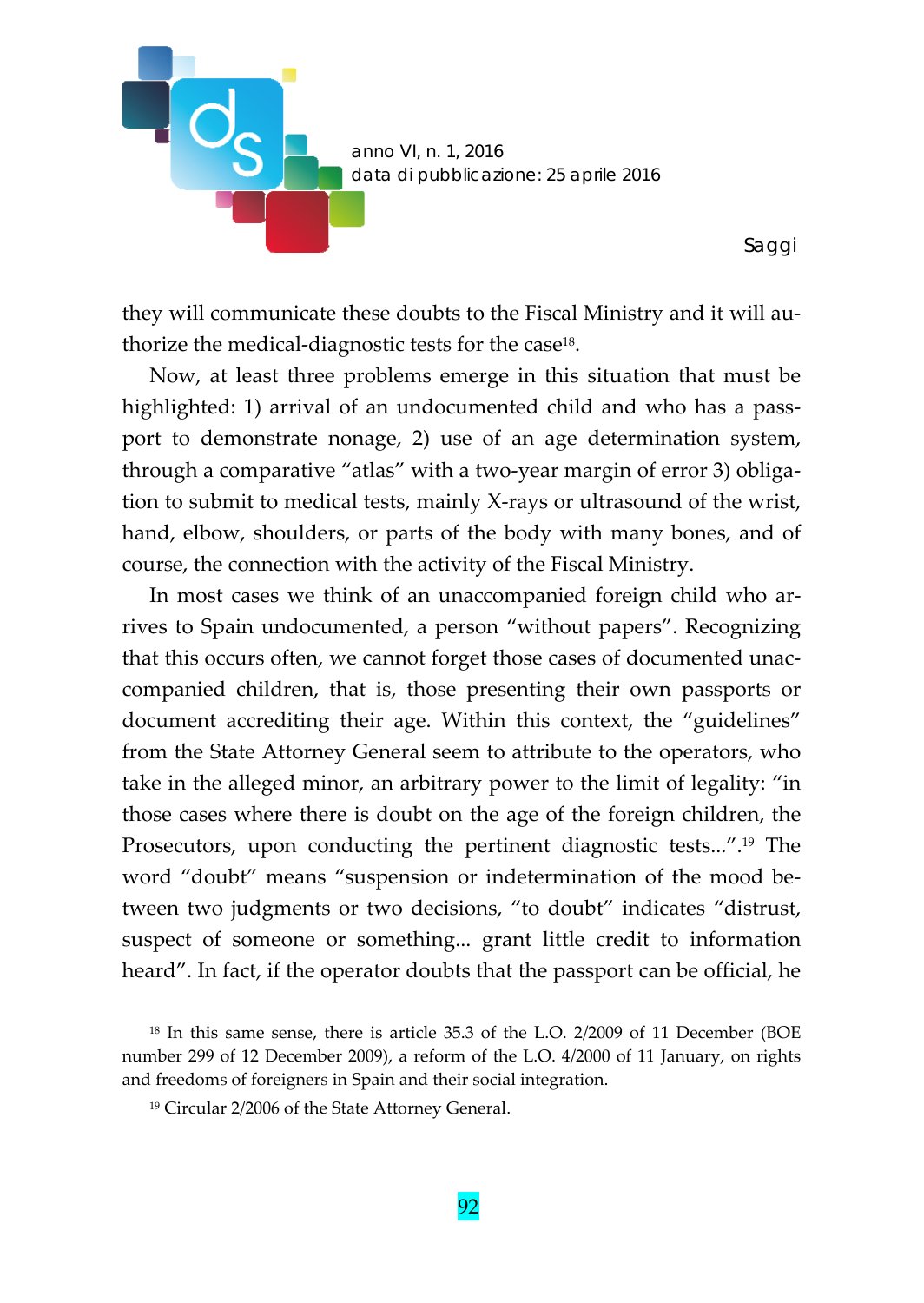they will communicate these doubts to the Fiscal Ministry and it will authorize the medical-diagnostic tests for the case[18].

Now, at least three problems emerge in this situation that must be highlighted: 1) arrival of an undocumented child and who has a passport to demonstrate nonage, 2) use of an age determination system, through a comparative "atlas" with a two-year margin of error 3) obligation to submit to medical tests, mainly X-rays or ultrasound of the wrist, hand, elbow, shoulders, or parts of the body with many bones, and of course, the connection with the activity of the Fiscal Ministry.

In most cases we think of an unaccompanied foreign child who arrives to Spain undocumented, a person "without papers". Recognizing that this occurs often, we cannot forget those cases of documented unaccompanied children, that is, those presenting their own passports or document accrediting their age. Within this context, the "guidelines" from the State Attorney General seem to attribute to the operators, who take in the alleged minor, an arbitrary power to the limit of legality: "in those cases where there is doubt on the age of the foreign children, the Prosecutors, upon conducting the pertinent diagnostic tests...".[19] The word "doubt" means "suspension or indetermination of the mood between two judgments or two decisions, "to doubt" indicates "distrust, suspect of someone or something... grant little credit to information heard". In fact, if the operator doubts that the passport can be official, he

[18] In this same sense, there is article 35.3 of the L.O. 2/2009 of 11 December (BOE number 299 of 12 December 2009), a reform of the L.O. 4/2000 of 11 January, on rights and freedoms of foreigners in Spain and their social integration.

[19] Circular 2/2006 of the State Attorney General.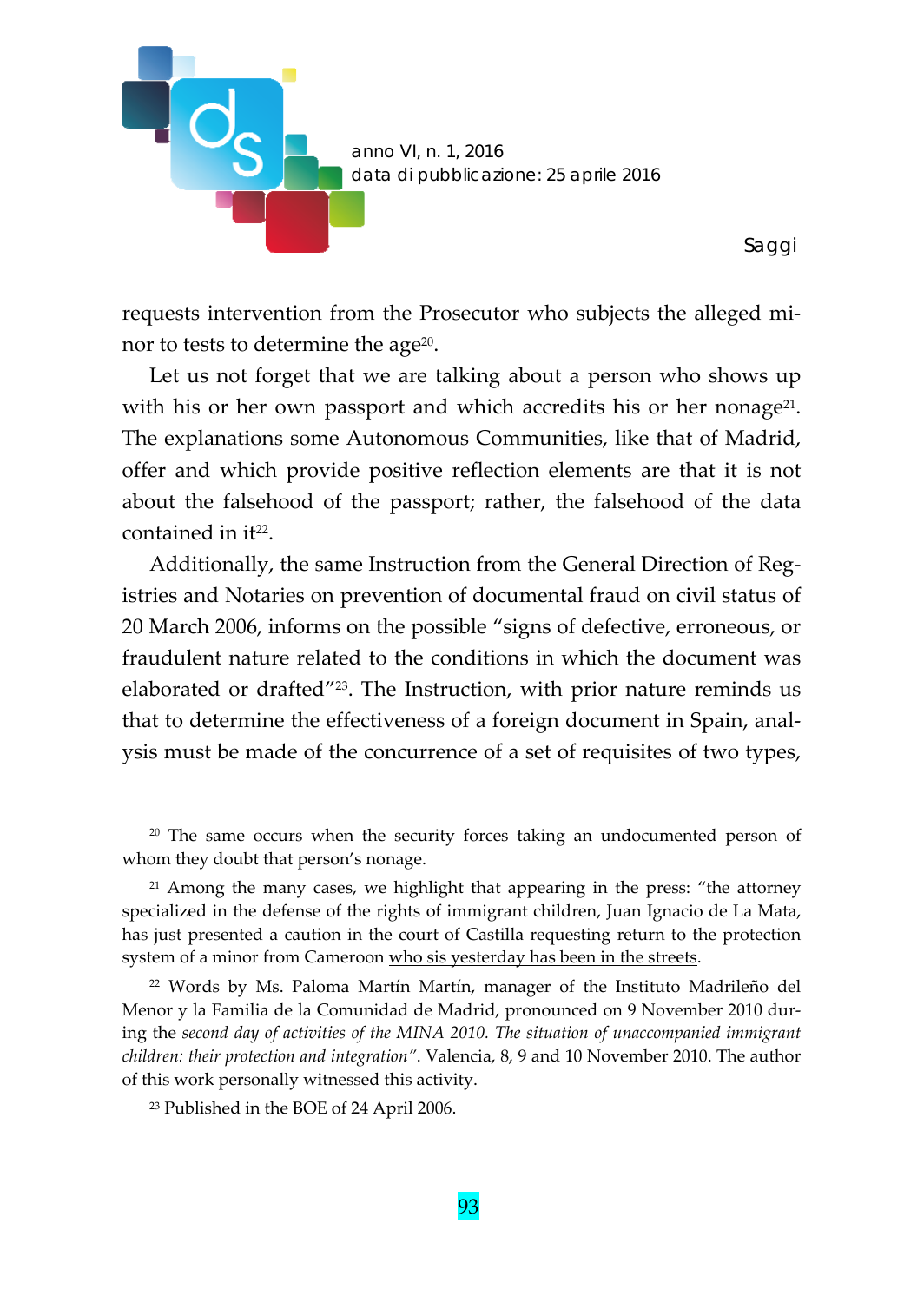requests intervention from the Prosecutor who subjects the alleged minor to tests to determine the age[20].

Let us not forget that we are talking about a person who shows up with his or her own passport and which accredits his or her nonage[21]. The explanations some Autonomous Communities, like that of Madrid, offer and which provide positive reflection elements are that it is not about the falsehood of the passport; rather, the falsehood of the data contained in it[22].

Additionally, the same Instruction from the General Direction of Registries and Notaries on prevention of documental fraud on civil status of 20 March 2006, informs on the possible "signs of defective, erroneous, or fraudulent nature related to the conditions in which the document was elaborated or drafted"[23]. The Instruction, with prior nature reminds us that to determine the effectiveness of a foreign document in Spain, analysis must be made of the concurrence of a set of requisites of two types,

---

[20] The same occurs when the security forces taking an undocumented person of whom they doubt that person's nonage.

[21] Among the many cases, we highlight that appearing in the press: "the attorney specialized in the defense of the rights of immigrant children, Juan Ignacio de La Mata, has just presented a caution in the court of Castilla requesting return to the protection system of a minor from Cameroon who sis yesterday has been in the streets.

[22] Words by Ms. Paloma Martín Martín, manager of the Instituto Madrileño del Menor y la Familia de la Comunidad de Madrid, pronounced on 9 November 2010 during the *second day of activities of the MINA 2010. The situation of unaccompanied immigrant children: their protection and integration"*. Valencia, 8, 9 and 10 November 2010. The author of this work personally witnessed this activity.

[23] Published in the BOE of 24 April 2006.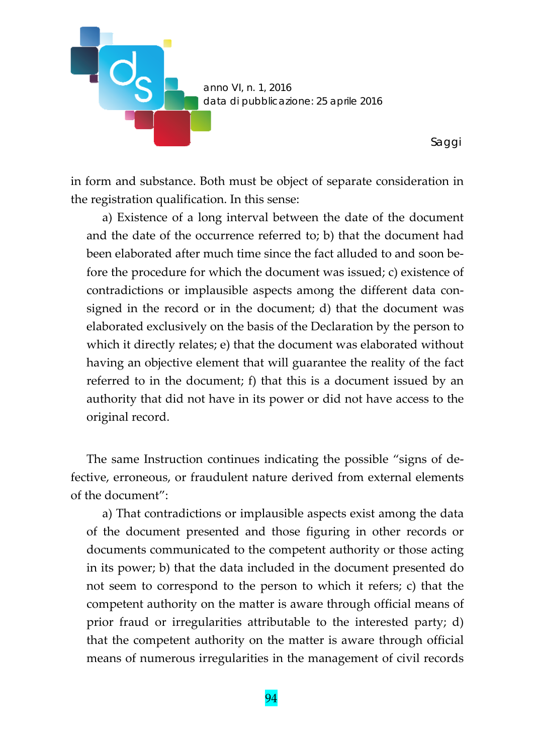in form and substance. Both must be object of separate consideration in the registration qualification. In this sense:

> a) Existence of a long interval between the date of the document and the date of the occurrence referred to; b) that the document had been elaborated after much time since the fact alluded to and soon before the procedure for which the document was issued; c) existence of contradictions or implausible aspects among the different data consigned in the record or in the document; d) that the document was elaborated exclusively on the basis of the Declaration by the person to which it directly relates; e) that the document was elaborated without having an objective element that will guarantee the reality of the fact referred to in the document; f) that this is a document issued by an authority that did not have in its power or did not have access to the original record.

The same Instruction continues indicating the possible "signs of defective, erroneous, or fraudulent nature derived from external elements of the document":

> a) That contradictions or implausible aspects exist among the data of the document presented and those figuring in other records or documents communicated to the competent authority or those acting in its power; b) that the data included in the document presented do not seem to correspond to the person to which it refers; c) that the competent authority on the matter is aware through official means of prior fraud or irregularities attributable to the interested party; d) that the competent authority on the matter is aware through official means of numerous irregularities in the management of civil records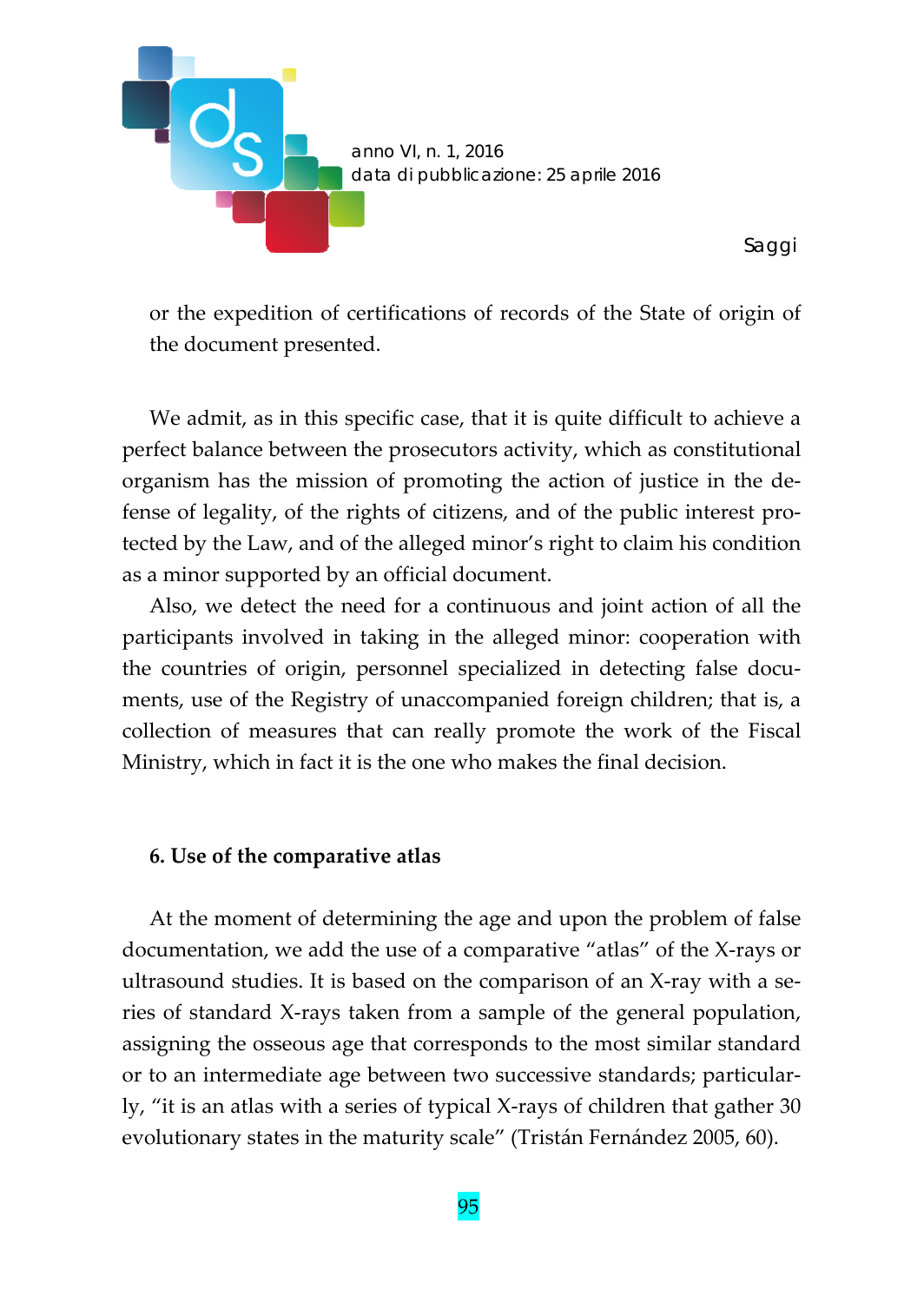or the expedition of certifications of records of the State of origin of the document presented.

We admit, as in this specific case, that it is quite difficult to achieve a perfect balance between the prosecutors activity, which as constitutional organism has the mission of promoting the action of justice in the defense of legality, of the rights of citizens, and of the public interest protected by the Law, and of the alleged minor's right to claim his condition as a minor supported by an official document.

Also, we detect the need for a continuous and joint action of all the participants involved in taking in the alleged minor: cooperation with the countries of origin, personnel specialized in detecting false documents, use of the Registry of unaccompanied foreign children; that is, a collection of measures that can really promote the work of the Fiscal Ministry, which in fact it is the one who makes the final decision.

## 6. Use of the comparative atlas

At the moment of determining the age and upon the problem of false documentation, we add the use of a comparative "atlas" of the X-rays or ultrasound studies. It is based on the comparison of an X-ray with a series of standard X-rays taken from a sample of the general population, assigning the osseous age that corresponds to the most similar standard or to an intermediate age between two successive standards; particularly, "it is an atlas with a series of typical X-rays of children that gather 30 evolutionary states in the maturity scale" (Tristán Fernández 2005, 60).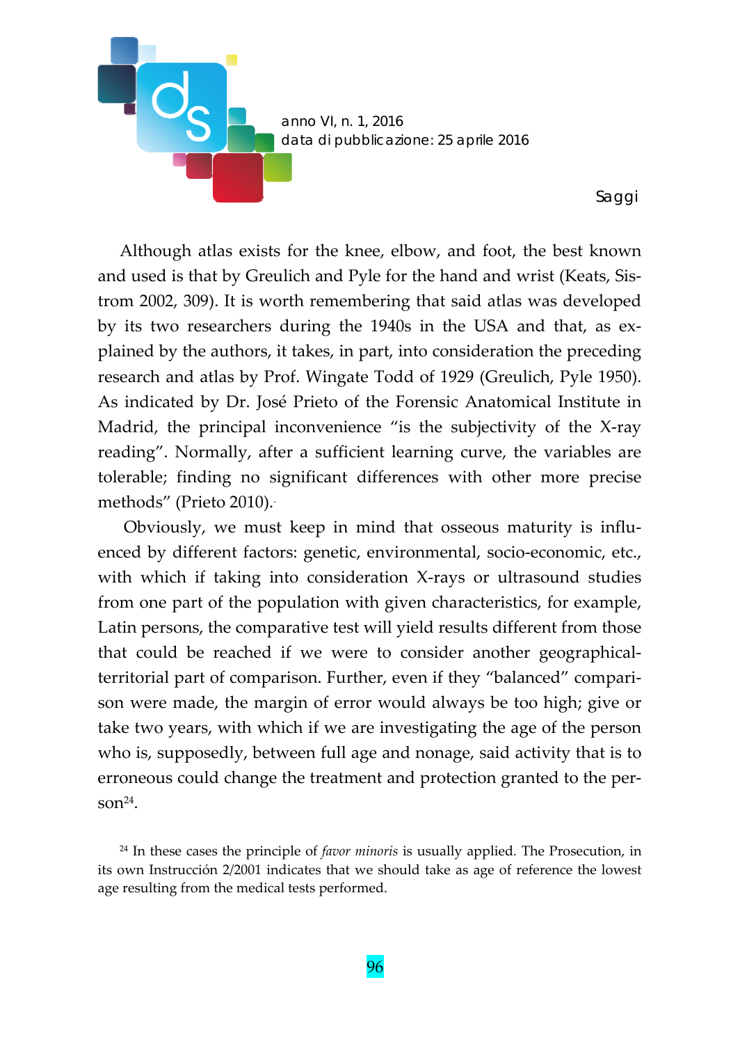Although atlas exists for the knee, elbow, and foot, the best known and used is that by Greulich and Pyle for the hand and wrist (Keats, Sistrom 2002, 309). It is worth remembering that said atlas was developed by its two researchers during the 1940s in the USA and that, as explained by the authors, it takes, in part, into consideration the preceding research and atlas by Prof. Wingate Todd of 1929 (Greulich, Pyle 1950). As indicated by Dr. José Prieto of the Forensic Anatomical Institute in Madrid, the principal inconvenience "is the subjectivity of the X-ray reading". Normally, after a sufficient learning curve, the variables are tolerable; finding no significant differences with other more precise methods" (Prieto 2010).

Obviously, we must keep in mind that osseous maturity is influenced by different factors: genetic, environmental, socio-economic, etc., with which if taking into consideration X-rays or ultrasound studies from one part of the population with given characteristics, for example, Latin persons, the comparative test will yield results different from those that could be reached if we were to consider another geographical-territorial part of comparison. Further, even if they "balanced" comparison were made, the margin of error would always be too high; give or take two years, with which if we are investigating the age of the person who is, supposedly, between full age and nonage, said activity that is to erroneous could change the treatment and protection granted to the person[24].

[24] In these cases the principle of *favor minoris* is usually applied. The Prosecution, in its own Instrucción 2/2001 indicates that we should take as age of reference the lowest age resulting from the medical tests performed.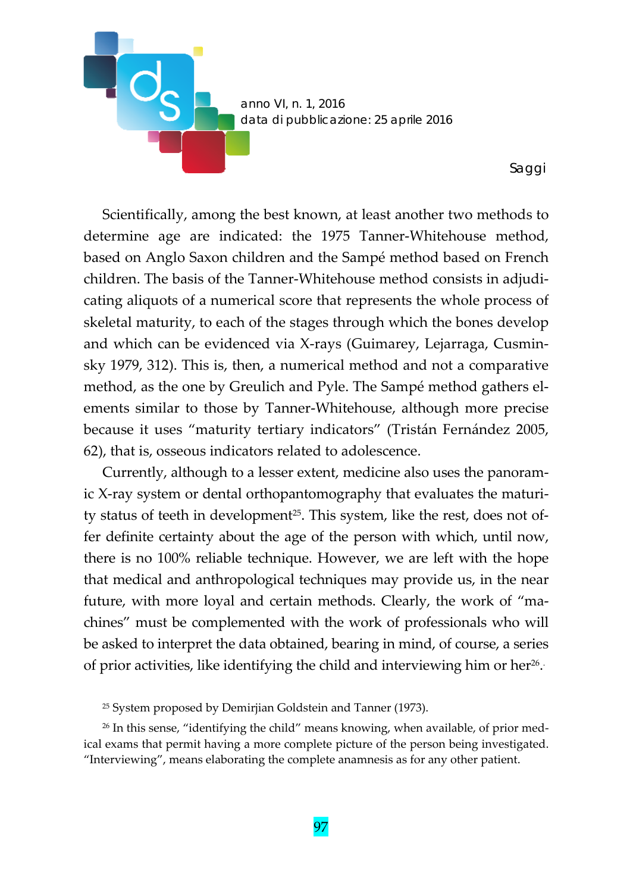Scientifically, among the best known, at least another two methods to determine age are indicated: the 1975 Tanner-Whitehouse method, based on Anglo Saxon children and the Sampé method based on French children. The basis of the Tanner-Whitehouse method consists in adjudicating aliquots of a numerical score that represents the whole process of skeletal maturity, to each of the stages through which the bones develop and which can be evidenced via X-rays (Guimarey, Lejarraga, Cusminsky 1979, 312). This is, then, a numerical method and not a comparative method, as the one by Greulich and Pyle. The Sampé method gathers elements similar to those by Tanner-Whitehouse, although more precise because it uses "maturity tertiary indicators" (Tristán Fernández 2005, 62), that is, osseous indicators related to adolescence.

Currently, although to a lesser extent, medicine also uses the panoramic X-ray system or dental orthopantomography that evaluates the maturity status of teeth in development[25]. This system, like the rest, does not offer definite certainty about the age of the person with which, until now, there is no 100% reliable technique. However, we are left with the hope that medical and anthropological techniques may provide us, in the near future, with more loyal and certain methods. Clearly, the work of "machines" must be complemented with the work of professionals who will be asked to interpret the data obtained, bearing in mind, of course, a series of prior activities, like identifying the child and interviewing him or her[26].

[25] System proposed by Demirjian Goldstein and Tanner (1973).

[26] In this sense, "identifying the child" means knowing, when available, of prior medical exams that permit having a more complete picture of the person being investigated. "Interviewing", means elaborating the complete anamnesis as for any other patient.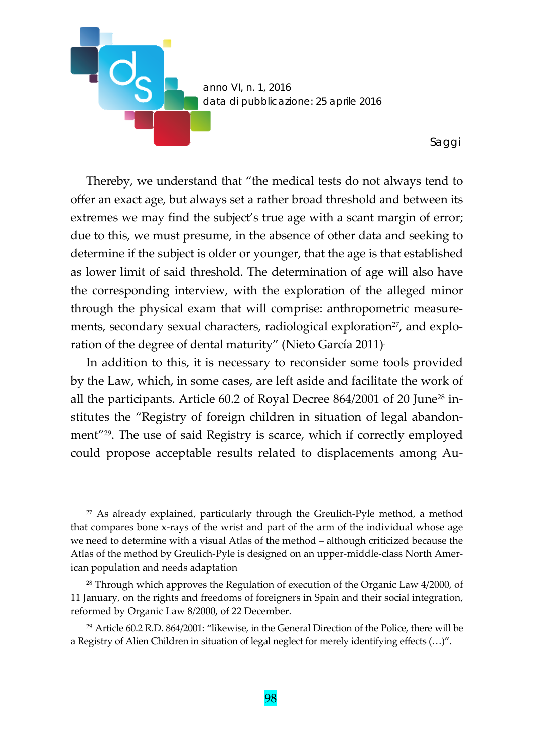Thereby, we understand that "the medical tests do not always tend to offer an exact age, but always set a rather broad threshold and between its extremes we may find the subject's true age with a scant margin of error; due to this, we must presume, in the absence of other data and seeking to determine if the subject is older or younger, that the age is that established as lower limit of said threshold. The determination of age will also have the corresponding interview, with the exploration of the alleged minor through the physical exam that will comprise: anthropometric measurements, secondary sexual characters, radiological exploration[27], and exploration of the degree of dental maturity" (Nieto García 2011).

In addition to this, it is necessary to reconsider some tools provided by the Law, which, in some cases, are left aside and facilitate the work of all the participants. Article 60.2 of Royal Decree 864/2001 of 20 June[28] institutes the "Registry of foreign children in situation of legal abandonment"[29]. The use of said Registry is scarce, which if correctly employed could propose acceptable results related to displacements among Au-

[27] As already explained, particularly through the Greulich-Pyle method, a method that compares bone x-rays of the wrist and part of the arm of the individual whose age we need to determine with a visual Atlas of the method – although criticized because the Atlas of the method by Greulich-Pyle is designed on an upper-middle-class North American population and needs adaptation

[28] Through which approves the Regulation of execution of the Organic Law 4/2000, of 11 January, on the rights and freedoms of foreigners in Spain and their social integration, reformed by Organic Law 8/2000, of 22 December.

[29] Article 60.2 R.D. 864/2001: "likewise, in the General Direction of the Police, there will be a Registry of Alien Children in situation of legal neglect for merely identifying effects (…)".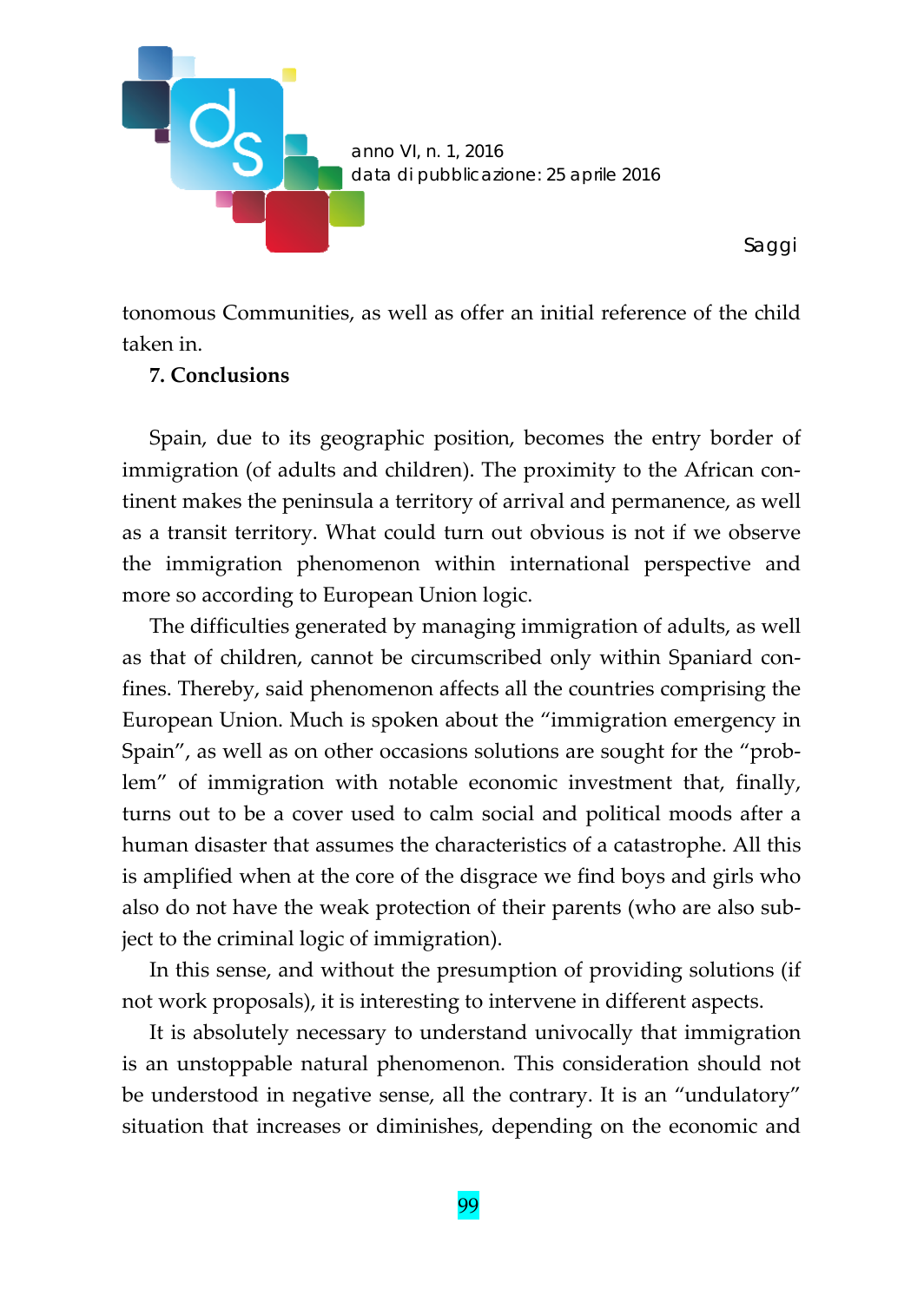tonomous Communities, as well as offer an initial reference of the child taken in.

## 7. Conclusions

Spain, due to its geographic position, becomes the entry border of immigration (of adults and children). The proximity to the African continent makes the peninsula a territory of arrival and permanence, as well as a transit territory. What could turn out obvious is not if we observe the immigration phenomenon within international perspective and more so according to European Union logic.

The difficulties generated by managing immigration of adults, as well as that of children, cannot be circumscribed only within Spaniard confines. Thereby, said phenomenon affects all the countries comprising the European Union. Much is spoken about the "immigration emergency in Spain", as well as on other occasions solutions are sought for the "problem" of immigration with notable economic investment that, finally, turns out to be a cover used to calm social and political moods after a human disaster that assumes the characteristics of a catastrophe. All this is amplified when at the core of the disgrace we find boys and girls who also do not have the weak protection of their parents (who are also subject to the criminal logic of immigration).

In this sense, and without the presumption of providing solutions (if not work proposals), it is interesting to intervene in different aspects.

It is absolutely necessary to understand univocally that immigration is an unstoppable natural phenomenon. This consideration should not be understood in negative sense, all the contrary. It is an "undulatory" situation that increases or diminishes, depending on the economic and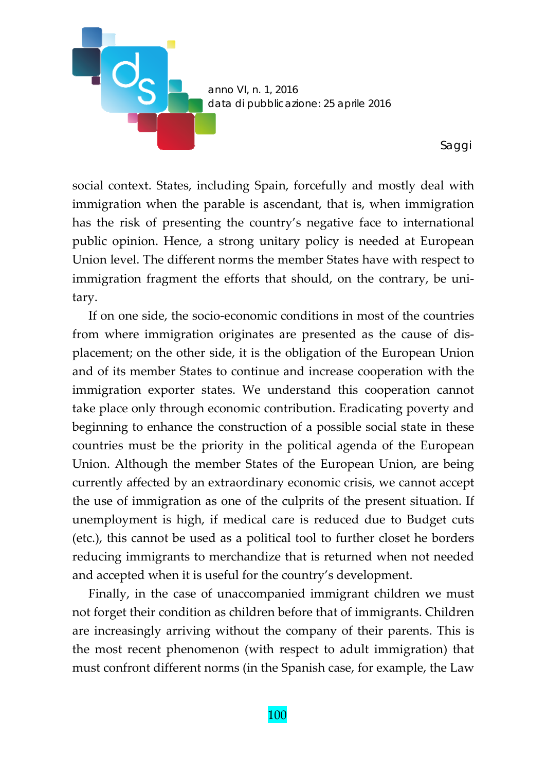social context. States, including Spain, forcefully and mostly deal with immigration when the parable is ascendant, that is, when immigration has the risk of presenting the country's negative face to international public opinion. Hence, a strong unitary policy is needed at European Union level. The different norms the member States have with respect to immigration fragment the efforts that should, on the contrary, be unitary.

If on one side, the socio-economic conditions in most of the countries from where immigration originates are presented as the cause of displacement; on the other side, it is the obligation of the European Union and of its member States to continue and increase cooperation with the immigration exporter states. We understand this cooperation cannot take place only through economic contribution. Eradicating poverty and beginning to enhance the construction of a possible social state in these countries must be the priority in the political agenda of the European Union. Although the member States of the European Union, are being currently affected by an extraordinary economic crisis, we cannot accept the use of immigration as one of the culprits of the present situation. If unemployment is high, if medical care is reduced due to Budget cuts (etc.), this cannot be used as a political tool to further closet he borders reducing immigrants to merchandize that is returned when not needed and accepted when it is useful for the country's development.

Finally, in the case of unaccompanied immigrant children we must not forget their condition as children before that of immigrants. Children are increasingly arriving without the company of their parents. This is the most recent phenomenon (with respect to adult immigration) that must confront different norms (in the Spanish case, for example, the Law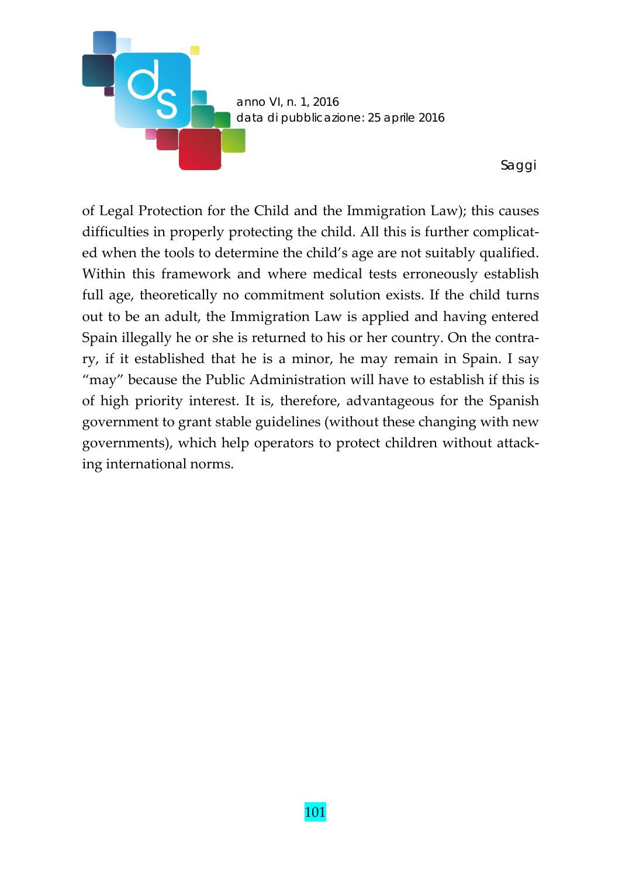of Legal Protection for the Child and the Immigration Law); this causes difficulties in properly protecting the child. All this is further complicated when the tools to determine the child's age are not suitably qualified. Within this framework and where medical tests erroneously establish full age, theoretically no commitment solution exists. If the child turns out to be an adult, the Immigration Law is applied and having entered Spain illegally he or she is returned to his or her country. On the contrary, if it established that he is a minor, he may remain in Spain. I say "may" because the Public Administration will have to establish if this is of high priority interest. It is, therefore, advantageous for the Spanish government to grant stable guidelines (without these changing with new governments), which help operators to protect children without attacking international norms.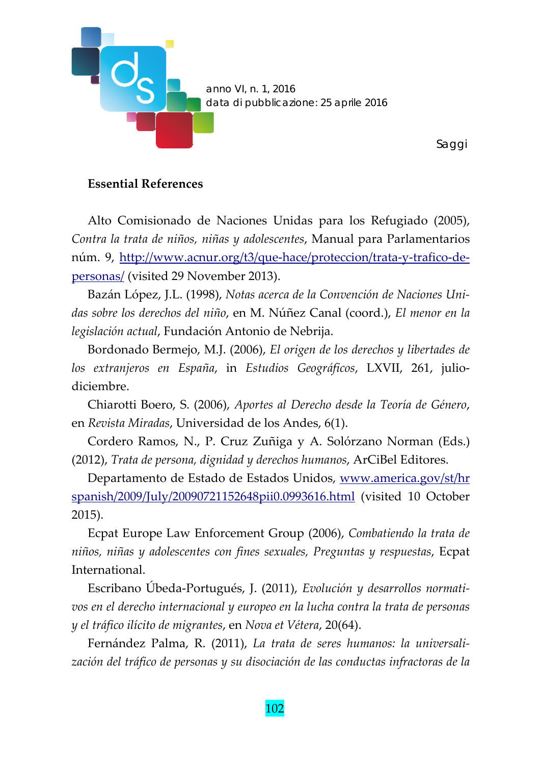**Essential References**

Alto Comisionado de Naciones Unidas para los Refugiado (2005), *Contra la trata de niños, niñas y adolescentes*, Manual para Parlamentarios núm. 9, http://www.acnur.org/t3/que-hace/proteccion/trata-y-trafico-de-personas/ (visited 29 November 2013).

Bazán López, J.L. (1998), *Notas acerca de la Convención de Naciones Unidas sobre los derechos del niño*, en M. Núñez Canal (coord.), *El menor en la legislación actual*, Fundación Antonio de Nebrija.

Bordonado Bermejo, M.J. (2006), *El origen de los derechos y libertades de los extranjeros en España*, in *Estudios Geográficos*, LXVII, 261, julio-diciembre.

Chiarotti Boero, S. (2006), *Aportes al Derecho desde la Teoría de Género*, en *Revista Miradas*, Universidad de los Andes, 6(1).

Cordero Ramos, N., P. Cruz Zuñiga y A. Solórzano Norman (Eds.) (2012), *Trata de persona, dignidad y derechos humanos*, ArCiBel Editores.

Departamento de Estado de Estados Unidos, www.america.gov/st/hrspanish/2009/July/20090721152648pii0.0993616.html (visited 10 October 2015).

Ecpat Europe Law Enforcement Group (2006), *Combatiendo la trata de niños, niñas y adolescentes con fines sexuales, Preguntas y respuestas*, Ecpat International.

Escribano Úbeda-Portugués, J. (2011), *Evolución y desarrollos normativos en el derecho internacional y europeo en la lucha contra la trata de personas y el tráfico ilícito de migrantes*, en *Nova et Vétera*, 20(64).

Fernández Palma, R. (2011), *La trata de seres humanos: la universalización del tráfico de personas y su disociación de las conductas infractoras de la*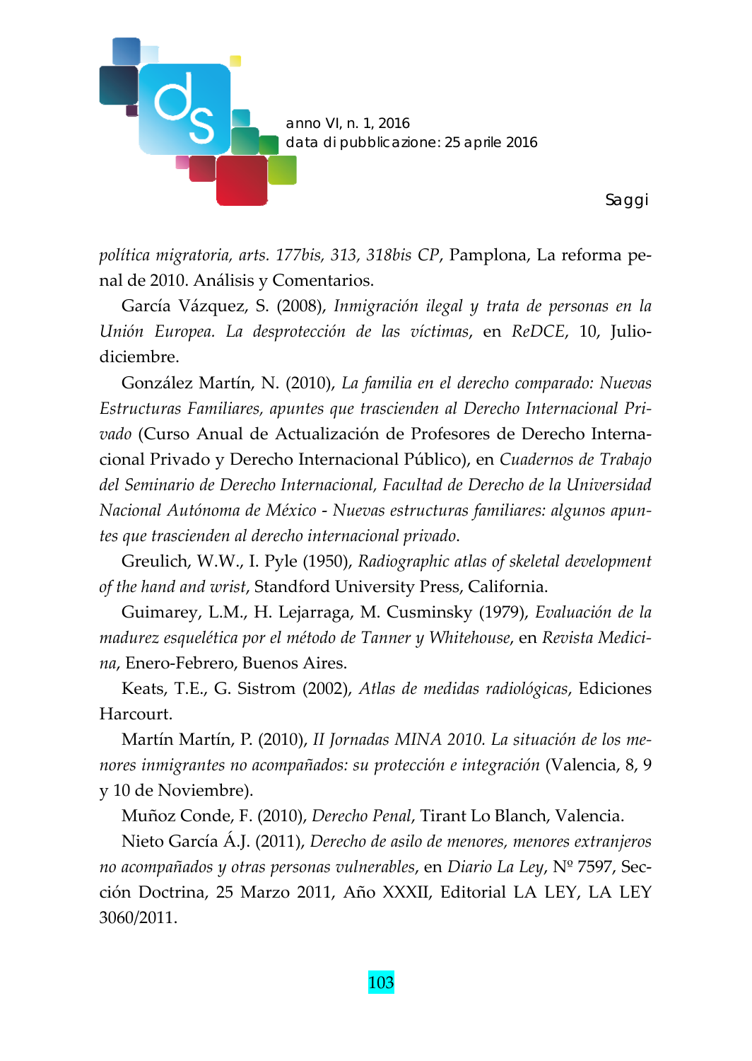*política migratoria, arts. 177bis, 313, 318bis CP*, Pamplona, La reforma penal de 2010. Análisis y Comentarios.

García Vázquez, S. (2008), *Inmigración ilegal y trata de personas en la Unión Europea. La desprotección de las víctimas*, en *ReDCE*, 10, Julio-diciembre.

González Martín, N. (2010), *La familia en el derecho comparado: Nuevas Estructuras Familiares, apuntes que trascienden al Derecho Internacional Privado* (Curso Anual de Actualización de Profesores de Derecho Internacional Privado y Derecho Internacional Público), en *Cuadernos de Trabajo del Seminario de Derecho Internacional, Facultad de Derecho de la Universidad Nacional Autónoma de México - Nuevas estructuras familiares: algunos apuntes que trascienden al derecho internacional privado*.

Greulich, W.W., I. Pyle (1950), *Radiographic atlas of skeletal development of the hand and wrist*, Standford University Press, California.

Guimarey, L.M., H. Lejarraga, M. Cusminsky (1979), *Evaluación de la madurez esquelética por el método de Tanner y Whitehouse*, en *Revista Medicina*, Enero-Febrero, Buenos Aires.

Keats, T.E., G. Sistrom (2002), *Atlas de medidas radiológicas*, Ediciones Harcourt.

Martín Martín, P. (2010), *II Jornadas MINA 2010. La situación de los menores inmigrantes no acompañados: su protección e integración* (Valencia, 8, 9 y 10 de Noviembre).

Muñoz Conde, F. (2010), *Derecho Penal*, Tirant Lo Blanch, Valencia.

Nieto García Á.J. (2011), *Derecho de asilo de menores, menores extranjeros no acompañados y otras personas vulnerables*, en *Diario La Ley*, Nº 7597, Sección Doctrina, 25 Marzo 2011, Año XXXII, Editorial LA LEY, LA LEY 3060/2011.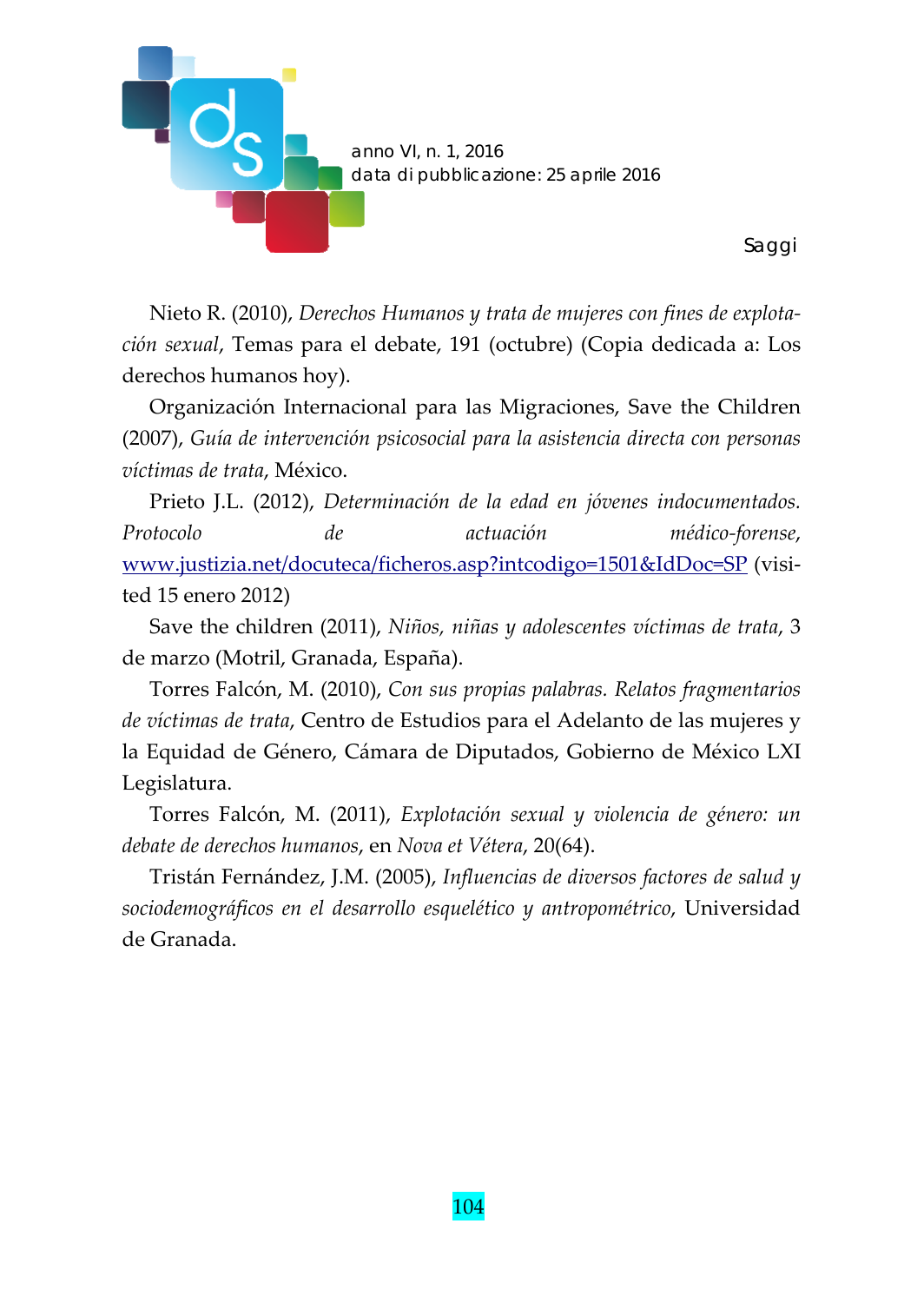Nieto R. (2010), *Derechos Humanos y trata de mujeres con fines de explotación sexual*, Temas para el debate, 191 (octubre) (Copia dedicada a: Los derechos humanos hoy).

Organización Internacional para las Migraciones, Save the Children (2007), *Guía de intervención psicosocial para la asistencia directa con personas víctimas de trata*, México.

Prieto J.L. (2012), *Determinación de la edad en jóvenes indocumentados. Protocolo de actuación médico-forense*, www.justizia.net/docuteca/ficheros.asp?intcodigo=1501&IdDoc=SP (visited 15 enero 2012)

Save the children (2011), *Niños, niñas y adolescentes víctimas de trata*, 3 de marzo (Motril, Granada, España).

Torres Falcón, M. (2010), *Con sus propias palabras. Relatos fragmentarios de víctimas de trata*, Centro de Estudios para el Adelanto de las mujeres y la Equidad de Género, Cámara de Diputados, Gobierno de México LXI Legislatura.

Torres Falcón, M. (2011), *Explotación sexual y violencia de género: un debate de derechos humanos*, en *Nova et Vétera*, 20(64).

Tristán Fernández, J.M. (2005), *Influencias de diversos factores de salud y sociodemográficos en el desarrollo esquelético y antropométrico*, Universidad de Granada.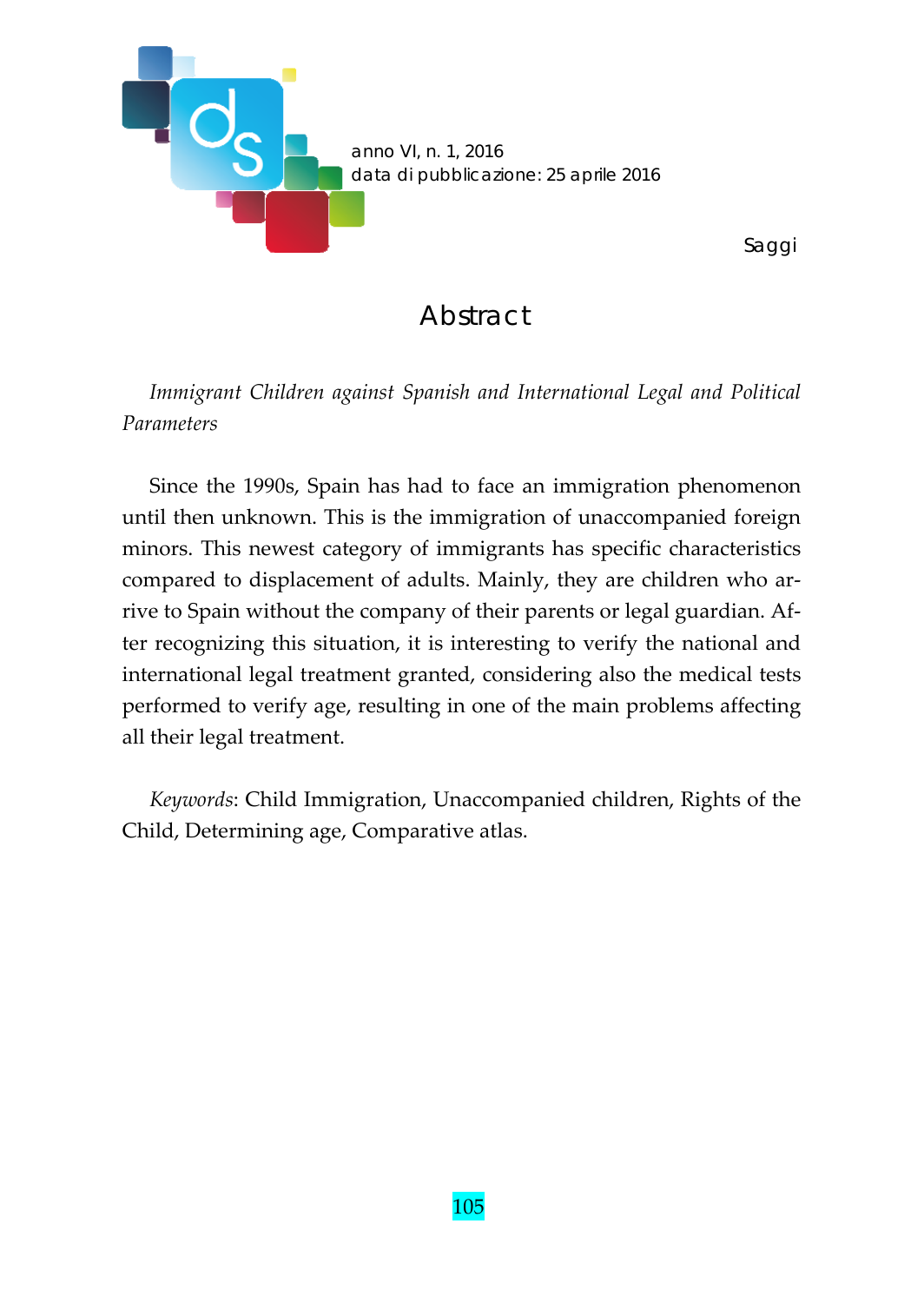Saggi

# Abstract

*Immigrant Children against Spanish and International Legal and Political Parameters*

Since the 1990s, Spain has had to face an immigration phenomenon until then unknown. This is the immigration of unaccompanied foreign minors. This newest category of immigrants has specific characteristics compared to displacement of adults. Mainly, they are children who arrive to Spain without the company of their parents or legal guardian. After recognizing this situation, it is interesting to verify the national and international legal treatment granted, considering also the medical tests performed to verify age, resulting in one of the main problems affecting all their legal treatment.

*Keywords*: Child Immigration, Unaccompanied children, Rights of the Child, Determining age, Comparative atlas.